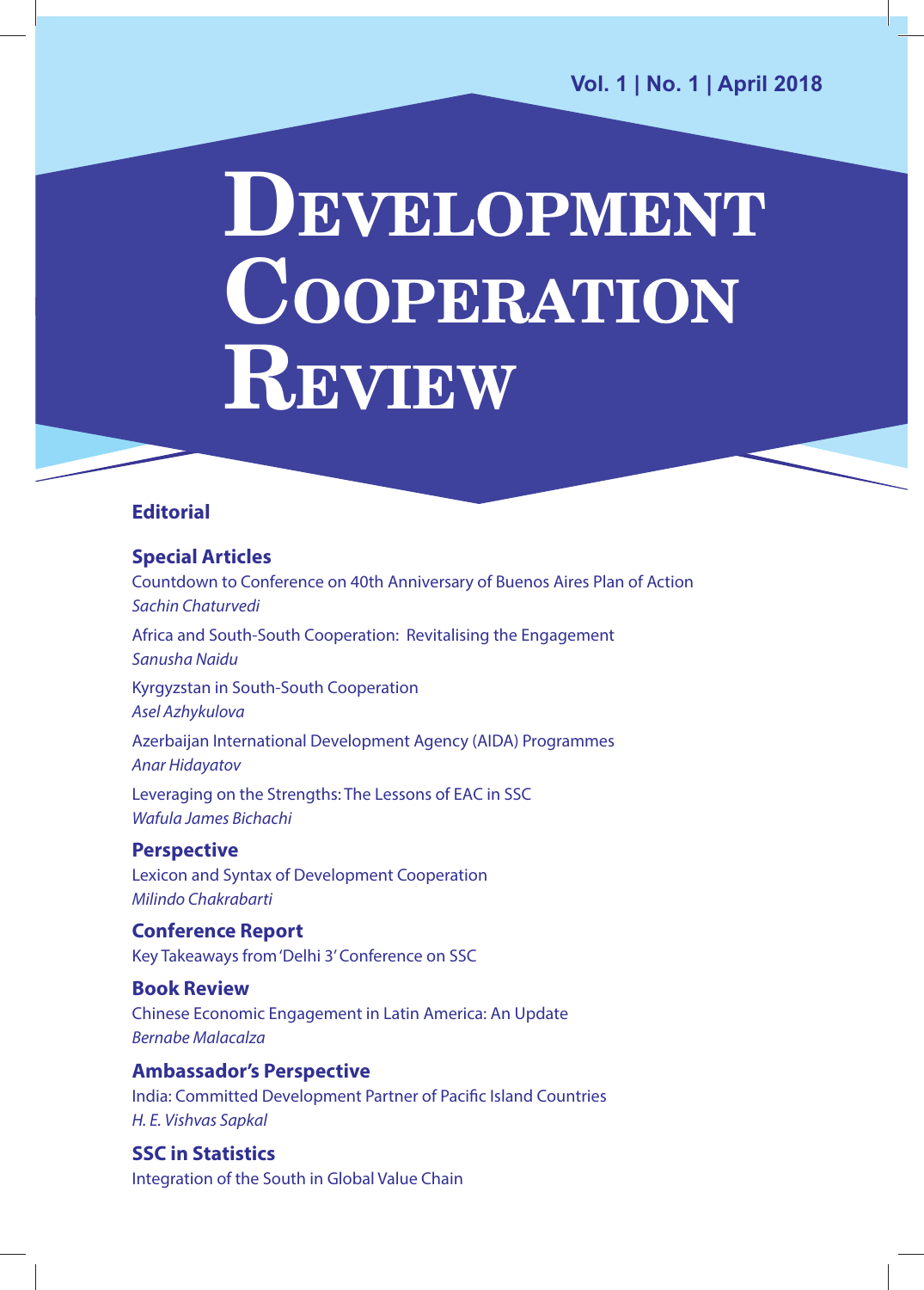Vol. 1 | No. 1 | April 2018

# Development Cooperation Review

## Editorial

## Special Articles

Countdown to Conference on 40th Anniversary of Buenos Aires Plan of Action
*Sachin Chaturvedi*

Africa and South-South Cooperation: Revitalising the Engagement
*Sanusha Naidu*

Kyrgyzstan in South-South Cooperation
*Asel Azhykulova*

Azerbaijan International Development Agency (AIDA) Programmes
*Anar Hidayatov*

Leveraging on the Strengths: The Lessons of EAC in SSC
*Wafula James Bichachi*

## Perspective

Lexicon and Syntax of Development Cooperation
*Milindo Chakrabarti*

## Conference Report

Key Takeaways from 'Delhi 3' Conference on SSC

## Book Review

Chinese Economic Engagement in Latin America: An Update
*Bernabe Malacalza*

## Ambassador's Perspective

India: Committed Development Partner of Pacific Island Countries
*H. E. Vishvas Sapkal*

## SSC in Statistics

Integration of the South in Global Value Chain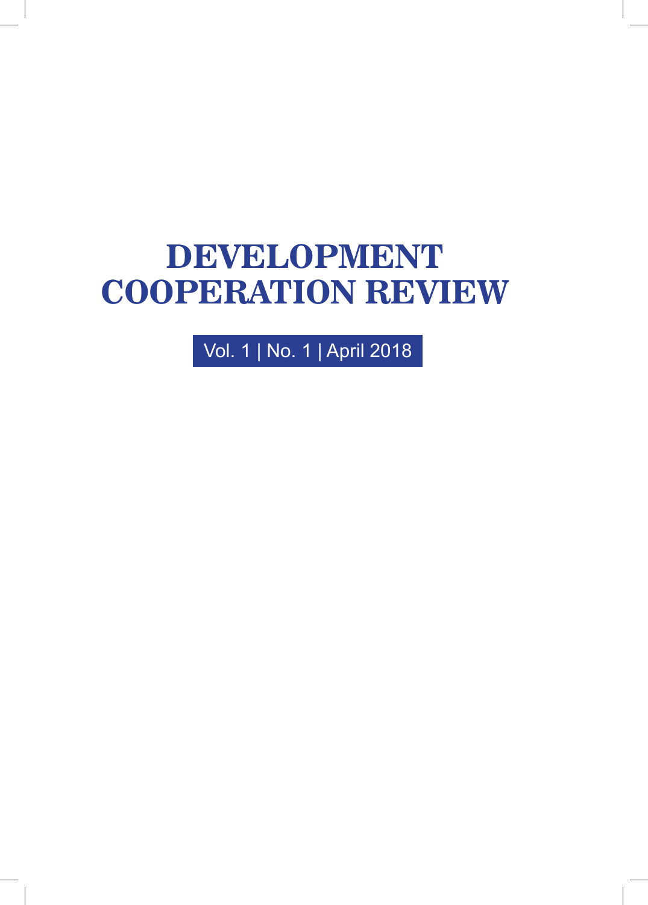# DEVELOPMENT COOPERATION REVIEW

Vol. 1 | No. 1 | April 2018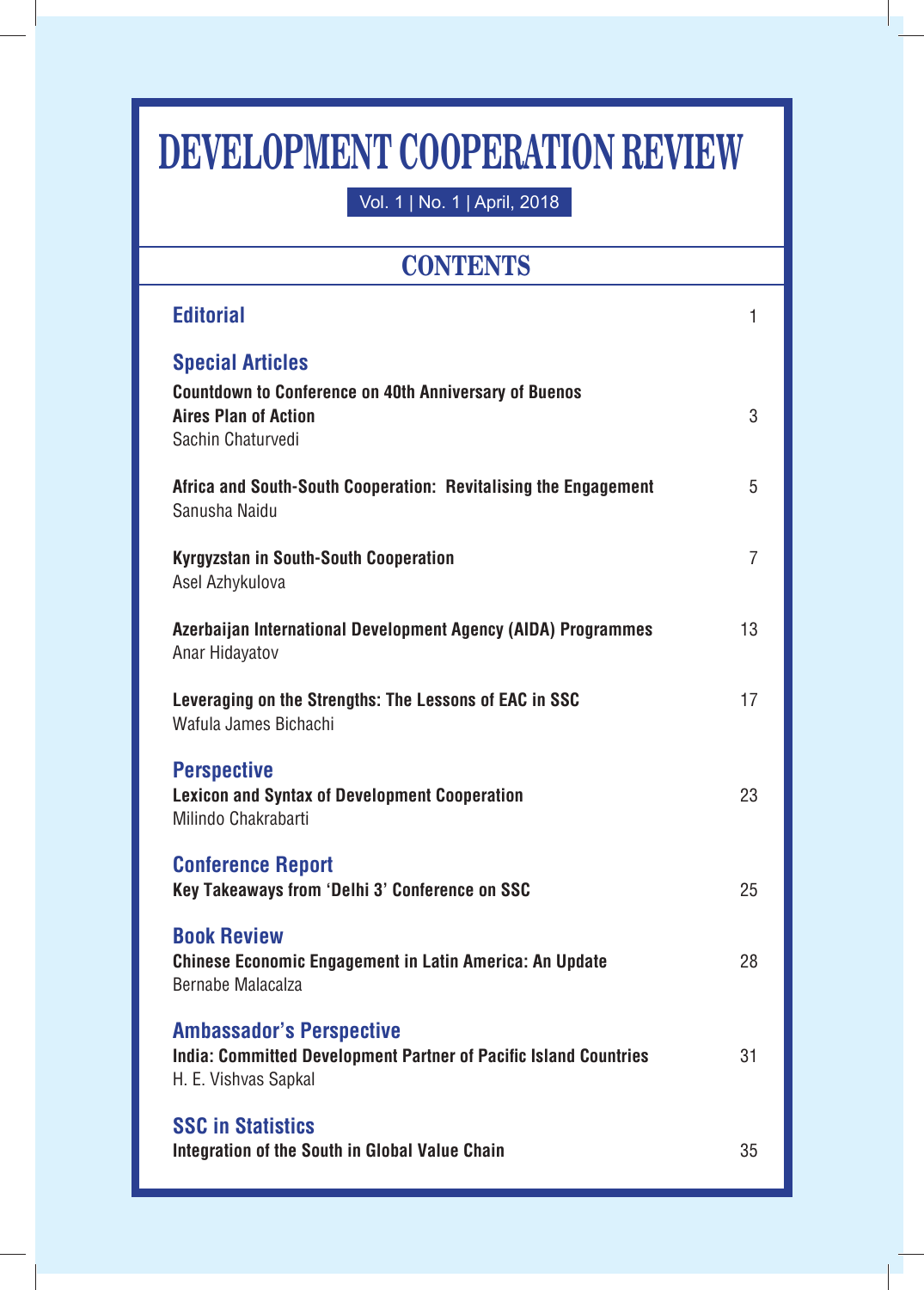# DEVELOPMENT COOPERATION REVIEW

Vol. 1 | No. 1 | April, 2018

## CONTENTS

**Editorial** 1

**Special Articles**

**Countdown to Conference on 40th Anniversary of Buenos Aires Plan of Action** 3
Sachin Chaturvedi

**Africa and South-South Cooperation: Revitalising the Engagement** 5
Sanusha Naidu

**Kyrgyzstan in South-South Cooperation** 7
Asel Azhykulova

**Azerbaijan International Development Agency (AIDA) Programmes** 13
Anar Hidayatov

**Leveraging on the Strengths: The Lessons of EAC in SSC** 17
Wafula James Bichachi

**Perspective**

**Lexicon and Syntax of Development Cooperation** 23
Milindo Chakrabarti

**Conference Report**

**Key Takeaways from 'Delhi 3' Conference on SSC** 25

**Book Review**

**Chinese Economic Engagement in Latin America: An Update** 28
Bernabe Malacalza

**Ambassador's Perspective**

**India: Committed Development Partner of Pacific Island Countries** 31
H. E. Vishvas Sapkal

**SSC in Statistics**

**Integration of the South in Global Value Chain** 35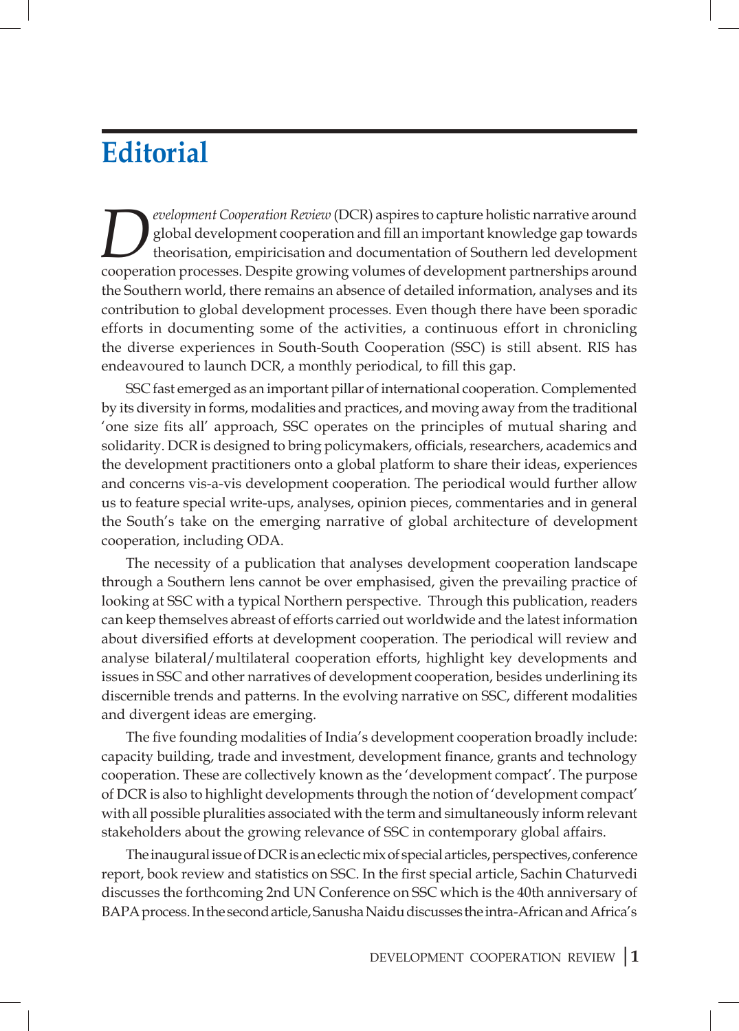# Editorial

*Development Cooperation Review* (DCR) aspires to capture holistic narrative around global development cooperation and fill an important knowledge gap towards theorisation, empiricisation and documentation of Southern led development cooperation processes. Despite growing volumes of development partnerships around the Southern world, there remains an absence of detailed information, analyses and its contribution to global development processes. Even though there have been sporadic efforts in documenting some of the activities, a continuous effort in chronicling the diverse experiences in South-South Cooperation (SSC) is still absent. RIS has endeavoured to launch DCR, a monthly periodical, to fill this gap.

SSC fast emerged as an important pillar of international cooperation. Complemented by its diversity in forms, modalities and practices, and moving away from the traditional 'one size fits all' approach, SSC operates on the principles of mutual sharing and solidarity. DCR is designed to bring policymakers, officials, researchers, academics and the development practitioners onto a global platform to share their ideas, experiences and concerns vis-a-vis development cooperation. The periodical would further allow us to feature special write-ups, analyses, opinion pieces, commentaries and in general the South's take on the emerging narrative of global architecture of development cooperation, including ODA.

The necessity of a publication that analyses development cooperation landscape through a Southern lens cannot be over emphasised, given the prevailing practice of looking at SSC with a typical Northern perspective. Through this publication, readers can keep themselves abreast of efforts carried out worldwide and the latest information about diversified efforts at development cooperation. The periodical will review and analyse bilateral/multilateral cooperation efforts, highlight key developments and issues in SSC and other narratives of development cooperation, besides underlining its discernible trends and patterns. In the evolving narrative on SSC, different modalities and divergent ideas are emerging.

The five founding modalities of India's development cooperation broadly include: capacity building, trade and investment, development finance, grants and technology cooperation. These are collectively known as the 'development compact'. The purpose of DCR is also to highlight developments through the notion of 'development compact' with all possible pluralities associated with the term and simultaneously inform relevant stakeholders about the growing relevance of SSC in contemporary global affairs.

The inaugural issue of DCR is an eclectic mix of special articles, perspectives, conference report, book review and statistics on SSC. In the first special article, Sachin Chaturvedi discusses the forthcoming 2nd UN Conference on SSC which is the 40th anniversary of BAPA process. In the second article, Sanusha Naidu discusses the intra-African and Africa's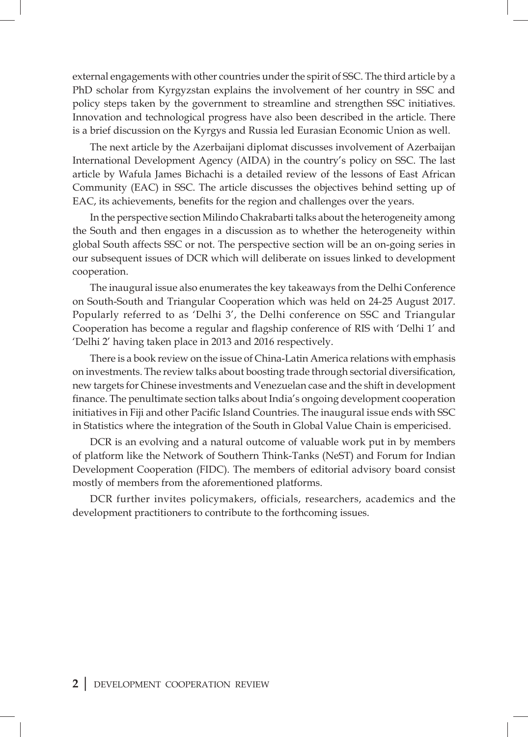external engagements with other countries under the spirit of SSC. The third article by a PhD scholar from Kyrgyzstan explains the involvement of her country in SSC and policy steps taken by the government to streamline and strengthen SSC initiatives. Innovation and technological progress have also been described in the article. There is a brief discussion on the Kyrgys and Russia led Eurasian Economic Union as well.

The next article by the Azerbaijani diplomat discusses involvement of Azerbaijan International Development Agency (AIDA) in the country's policy on SSC. The last article by Wafula James Bichachi is a detailed review of the lessons of East African Community (EAC) in SSC. The article discusses the objectives behind setting up of EAC, its achievements, benefits for the region and challenges over the years.

In the perspective section Milindo Chakrabarti talks about the heterogeneity among the South and then engages in a discussion as to whether the heterogeneity within global South affects SSC or not. The perspective section will be an on-going series in our subsequent issues of DCR which will deliberate on issues linked to development cooperation.

The inaugural issue also enumerates the key takeaways from the Delhi Conference on South-South and Triangular Cooperation which was held on 24-25 August 2017. Popularly referred to as 'Delhi 3', the Delhi conference on SSC and Triangular Cooperation has become a regular and flagship conference of RIS with 'Delhi 1' and 'Delhi 2' having taken place in 2013 and 2016 respectively.

There is a book review on the issue of China-Latin America relations with emphasis on investments. The review talks about boosting trade through sectorial diversification, new targets for Chinese investments and Venezuelan case and the shift in development finance. The penultimate section talks about India's ongoing development cooperation initiatives in Fiji and other Pacific Island Countries. The inaugural issue ends with SSC in Statistics where the integration of the South in Global Value Chain is empericised.

DCR is an evolving and a natural outcome of valuable work put in by members of platform like the Network of Southern Think-Tanks (NeST) and Forum for Indian Development Cooperation (FIDC). The members of editorial advisory board consist mostly of members from the aforementioned platforms.

DCR further invites policymakers, officials, researchers, academics and the development practitioners to contribute to the forthcoming issues.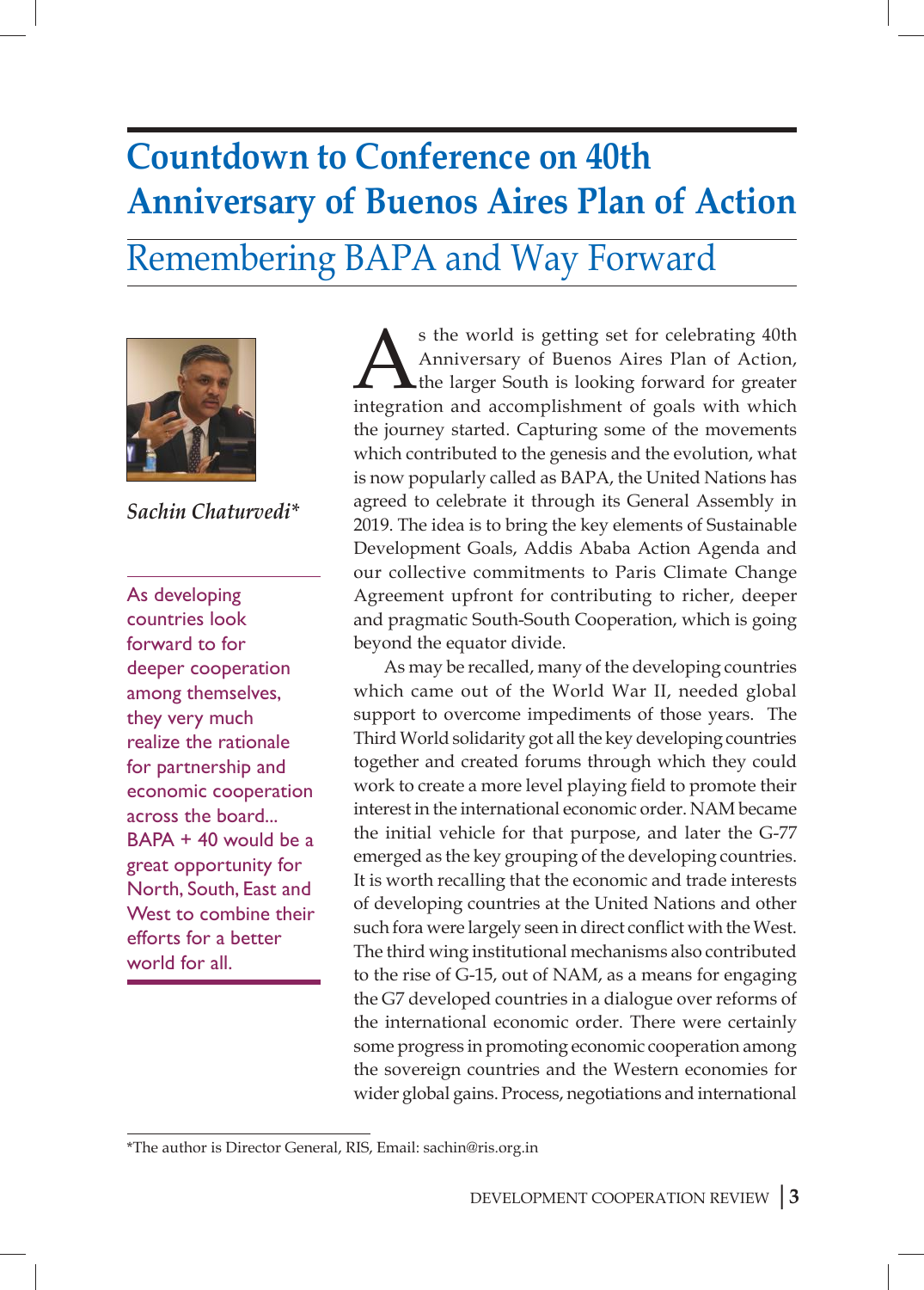# Countdown to Conference on 40th Anniversary of Buenos Aires Plan of Action

## Remembering BAPA and Way Forward

*Sachin Chaturvedi**

> As developing countries look forward to for deeper cooperation among themselves, they very much realize the rationale for partnership and economic cooperation across the board... BAPA + 40 would be a great opportunity for North, South, East and West to combine their efforts for a better world for all.

As the world is getting set for celebrating 40th Anniversary of Buenos Aires Plan of Action, the larger South is looking forward for greater integration and accomplishment of goals with which the journey started. Capturing some of the movements which contributed to the genesis and the evolution, what is now popularly called as BAPA, the United Nations has agreed to celebrate it through its General Assembly in 2019. The idea is to bring the key elements of Sustainable Development Goals, Addis Ababa Action Agenda and our collective commitments to Paris Climate Change Agreement upfront for contributing to richer, deeper and pragmatic South-South Cooperation, which is going beyond the equator divide.

As may be recalled, many of the developing countries which came out of the World War II, needed global support to overcome impediments of those years. The Third World solidarity got all the key developing countries together and created forums through which they could work to create a more level playing field to promote their interest in the international economic order. NAM became the initial vehicle for that purpose, and later the G-77 emerged as the key grouping of the developing countries. It is worth recalling that the economic and trade interests of developing countries at the United Nations and other such fora were largely seen in direct conflict with the West. The third wing institutional mechanisms also contributed to the rise of G-15, out of NAM, as a means for engaging the G7 developed countries in a dialogue over reforms of the international economic order. There were certainly some progress in promoting economic cooperation among the sovereign countries and the Western economies for wider global gains. Process, negotiations and international

*The author is Director General, RIS, Email: sachin@ris.org.in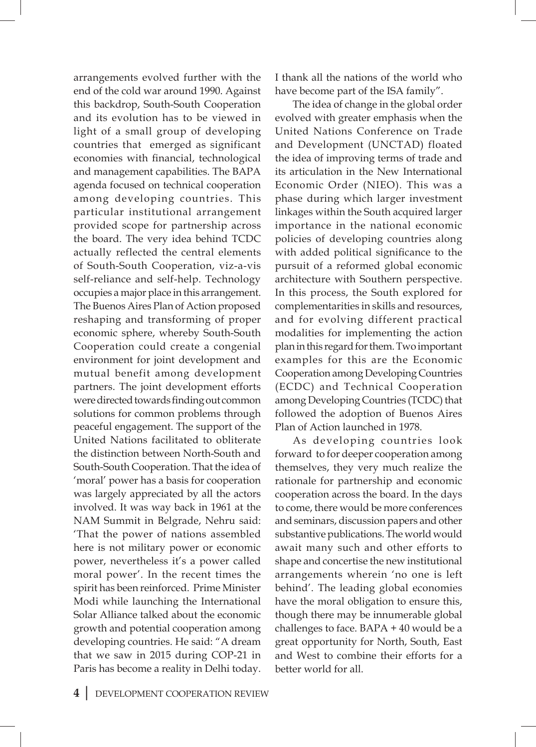arrangements evolved further with the end of the cold war around 1990. Against this backdrop, South-South Cooperation and its evolution has to be viewed in light of a small group of developing countries that emerged as significant economies with financial, technological and management capabilities. The BAPA agenda focused on technical cooperation among developing countries. This particular institutional arrangement provided scope for partnership across the board. The very idea behind TCDC actually reflected the central elements of South-South Cooperation, viz-a-vis self-reliance and self-help. Technology occupies a major place in this arrangement. The Buenos Aires Plan of Action proposed reshaping and transforming of proper economic sphere, whereby South-South Cooperation could create a congenial environment for joint development and mutual benefit among development partners. The joint development efforts were directed towards finding out common solutions for common problems through peaceful engagement. The support of the United Nations facilitated to obliterate the distinction between North-South and South-South Cooperation. That the idea of 'moral' power has a basis for cooperation was largely appreciated by all the actors involved. It was way back in 1961 at the NAM Summit in Belgrade, Nehru said: 'That the power of nations assembled here is not military power or economic power, nevertheless it's a power called moral power'. In the recent times the spirit has been reinforced. Prime Minister Modi while launching the International Solar Alliance talked about the economic growth and potential cooperation among developing countries. He said: "A dream that we saw in 2015 during COP-21 in Paris has become a reality in Delhi today. I thank all the nations of the world who have become part of the ISA family".

The idea of change in the global order evolved with greater emphasis when the United Nations Conference on Trade and Development (UNCTAD) floated the idea of improving terms of trade and its articulation in the New International Economic Order (NIEO). This was a phase during which larger investment linkages within the South acquired larger importance in the national economic policies of developing countries along with added political significance to the pursuit of a reformed global economic architecture with Southern perspective. In this process, the South explored for complementarities in skills and resources, and for evolving different practical modalities for implementing the action plan in this regard for them. Two important examples for this are the Economic Cooperation among Developing Countries (ECDC) and Technical Cooperation among Developing Countries (TCDC) that followed the adoption of Buenos Aires Plan of Action launched in 1978.

As developing countries look forward to for deeper cooperation among themselves, they very much realize the rationale for partnership and economic cooperation across the board. In the days to come, there would be more conferences and seminars, discussion papers and other substantive publications. The world would await many such and other efforts to shape and concertise the new institutional arrangements wherein 'no one is left behind'. The leading global economies have the moral obligation to ensure this, though there may be innumerable global challenges to face. BAPA + 40 would be a great opportunity for North, South, East and West to combine their efforts for a better world for all.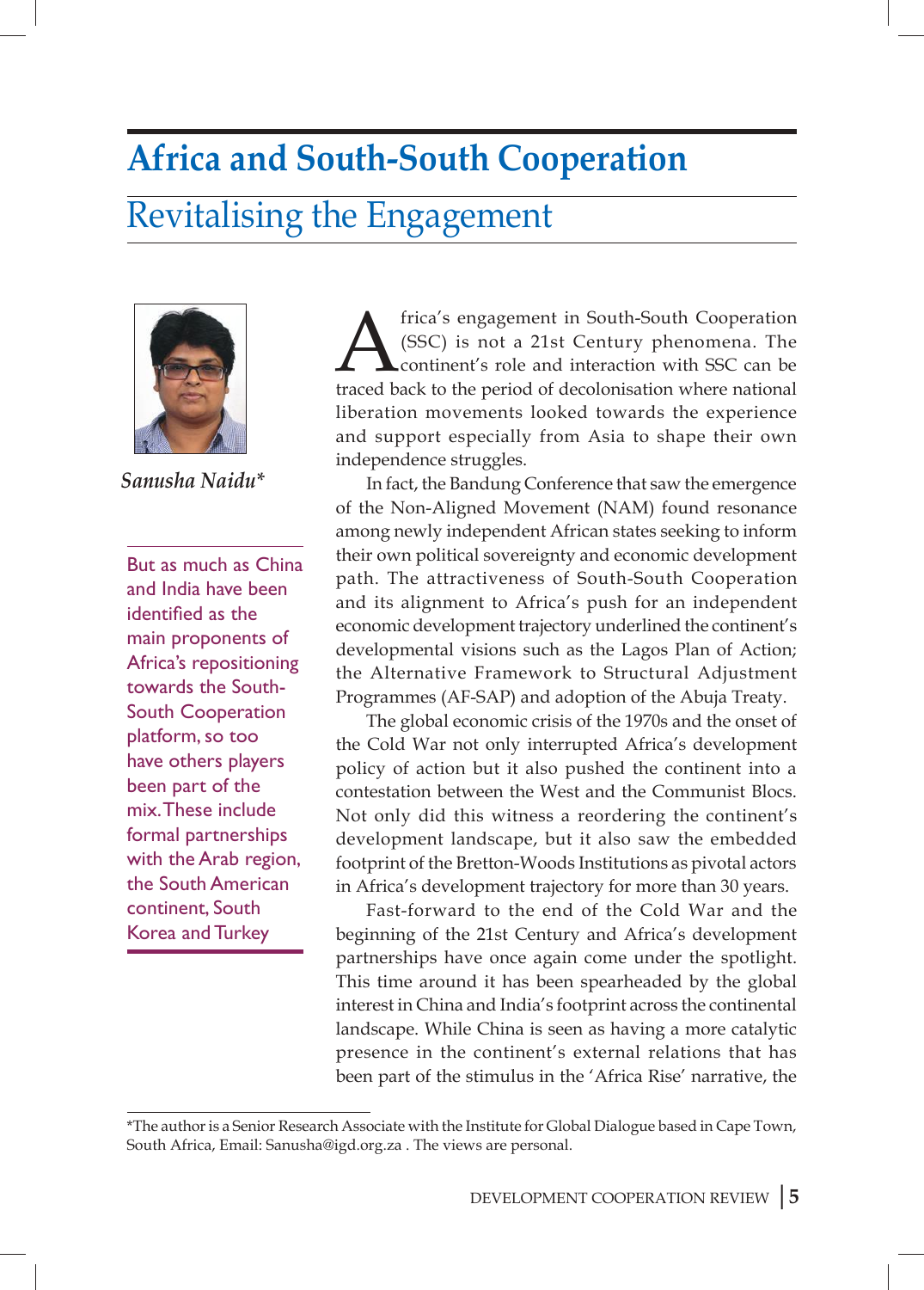# Africa and South-South Cooperation

## Revitalising the Engagement

*Sanusha Naidu**

> But as much as China and India have been identified as the main proponents of Africa's repositioning towards the South-South Cooperation platform, so too have others players been part of the mix. These include formal partnerships with the Arab region, the South American continent, South Korea and Turkey

Africa's engagement in South-South Cooperation (SSC) is not a 21st Century phenomena. The continent's role and interaction with SSC can be traced back to the period of decolonisation where national liberation movements looked towards the experience and support especially from Asia to shape their own independence struggles.

In fact, the Bandung Conference that saw the emergence of the Non-Aligned Movement (NAM) found resonance among newly independent African states seeking to inform their own political sovereignty and economic development path. The attractiveness of South-South Cooperation and its alignment to Africa's push for an independent economic development trajectory underlined the continent's developmental visions such as the Lagos Plan of Action; the Alternative Framework to Structural Adjustment Programmes (AF-SAP) and adoption of the Abuja Treaty.

The global economic crisis of the 1970s and the onset of the Cold War not only interrupted Africa's development policy of action but it also pushed the continent into a contestation between the West and the Communist Blocs. Not only did this witness a reordering the continent's development landscape, but it also saw the embedded footprint of the Bretton-Woods Institutions as pivotal actors in Africa's development trajectory for more than 30 years.

Fast-forward to the end of the Cold War and the beginning of the 21st Century and Africa's development partnerships have once again come under the spotlight. This time around it has been spearheaded by the global interest in China and India's footprint across the continental landscape. While China is seen as having a more catalytic presence in the continent's external relations that has been part of the stimulus in the 'Africa Rise' narrative, the

---

*The author is a Senior Research Associate with the Institute for Global Dialogue based in Cape Town, South Africa, Email: Sanusha@igd.org.za . The views are personal.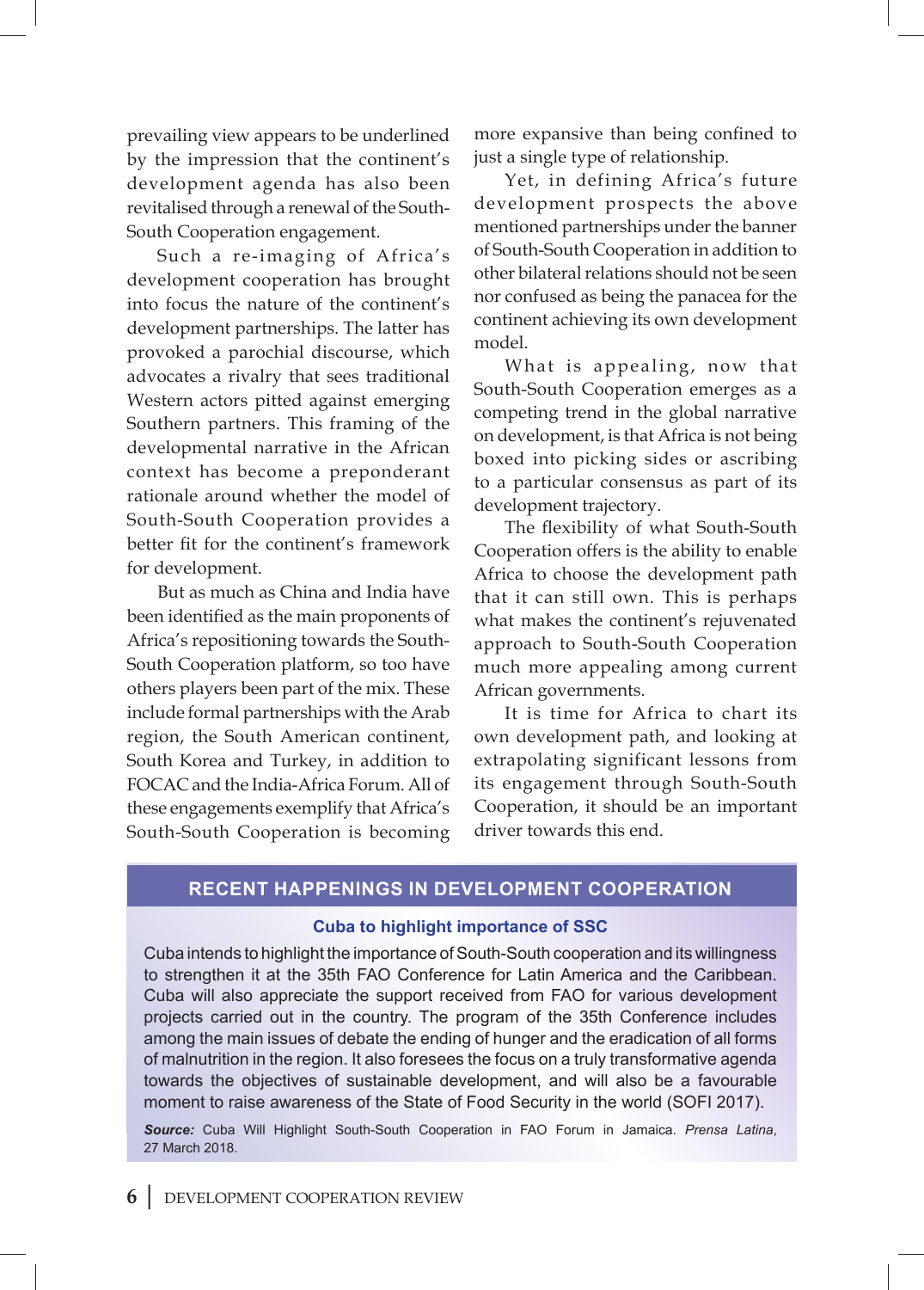prevailing view appears to be underlined by the impression that the continent's development agenda has also been revitalised through a renewal of the South-South Cooperation engagement.

Such a re-imaging of Africa's development cooperation has brought into focus the nature of the continent's development partnerships. The latter has provoked a parochial discourse, which advocates a rivalry that sees traditional Western actors pitted against emerging Southern partners. This framing of the developmental narrative in the African context has become a preponderant rationale around whether the model of South-South Cooperation provides a better fit for the continent's framework for development.

But as much as China and India have been identified as the main proponents of Africa's repositioning towards the South-South Cooperation platform, so too have others players been part of the mix. These include formal partnerships with the Arab region, the South American continent, South Korea and Turkey, in addition to FOCAC and the India-Africa Forum. All of these engagements exemplify that Africa's South-South Cooperation is becoming more expansive than being confined to just a single type of relationship.

Yet, in defining Africa's future development prospects the above mentioned partnerships under the banner of South-South Cooperation in addition to other bilateral relations should not be seen nor confused as being the panacea for the continent achieving its own development model.

What is appealing, now that South-South Cooperation emerges as a competing trend in the global narrative on development, is that Africa is not being boxed into picking sides or ascribing to a particular consensus as part of its development trajectory.

The flexibility of what South-South Cooperation offers is the ability to enable Africa to choose the development path that it can still own. This is perhaps what makes the continent's rejuvenated approach to South-South Cooperation much more appealing among current African governments.

It is time for Africa to chart its own development path, and looking at extrapolating significant lessons from its engagement through South-South Cooperation, it should be an important driver towards this end.

## RECENT HAPPENINGS IN DEVELOPMENT COOPERATION

### Cuba to highlight importance of SSC

Cuba intends to highlight the importance of South-South cooperation and its willingness to strengthen it at the 35th FAO Conference for Latin America and the Caribbean. Cuba will also appreciate the support received from FAO for various development projects carried out in the country. The program of the 35th Conference includes among the main issues of debate the ending of hunger and the eradication of all forms of malnutrition in the region. It also foresees the focus on a truly transformative agenda towards the objectives of sustainable development, and will also be a favourable moment to raise awareness of the State of Food Security in the world (SOFI 2017).

***Source:*** Cuba Will Highlight South-South Cooperation in FAO Forum in Jamaica. *Prensa Latina*, 27 March 2018.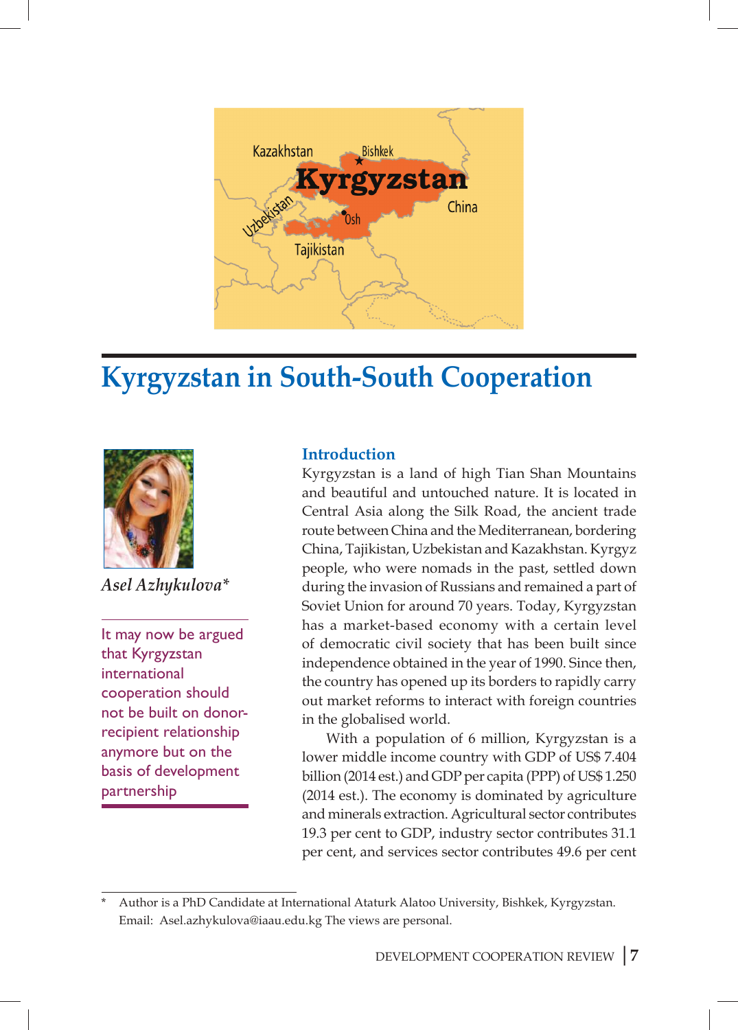# Kyrgyzstan in South-South Cooperation

*Asel Azhykulova**

It may now be argued that Kyrgyzstan international cooperation should not be built on donor-recipient relationship anymore but on the basis of development partnership

## Introduction

Kyrgyzstan is a land of high Tian Shan Mountains and beautiful and untouched nature. It is located in Central Asia along the Silk Road, the ancient trade route between China and the Mediterranean, bordering China, Tajikistan, Uzbekistan and Kazakhstan. Kyrgyz people, who were nomads in the past, settled down during the invasion of Russians and remained a part of Soviet Union for around 70 years. Today, Kyrgyzstan has a market-based economy with a certain level of democratic civil society that has been built since independence obtained in the year of 1990. Since then, the country has opened up its borders to rapidly carry out market reforms to interact with foreign countries in the globalised world.

With a population of 6 million, Kyrgyzstan is a lower middle income country with GDP of US$ 7.404 billion (2014 est.) and GDP per capita (PPP) of US$ 1.250 (2014 est.). The economy is dominated by agriculture and minerals extraction. Agricultural sector contributes 19.3 per cent to GDP, industry sector contributes 31.1 per cent, and services sector contributes 49.6 per cent

\* Author is a PhD Candidate at International Ataturk Alatoo University, Bishkek, Kyrgyzstan. Email: Asel.azhykulova@iaau.edu.kg The views are personal.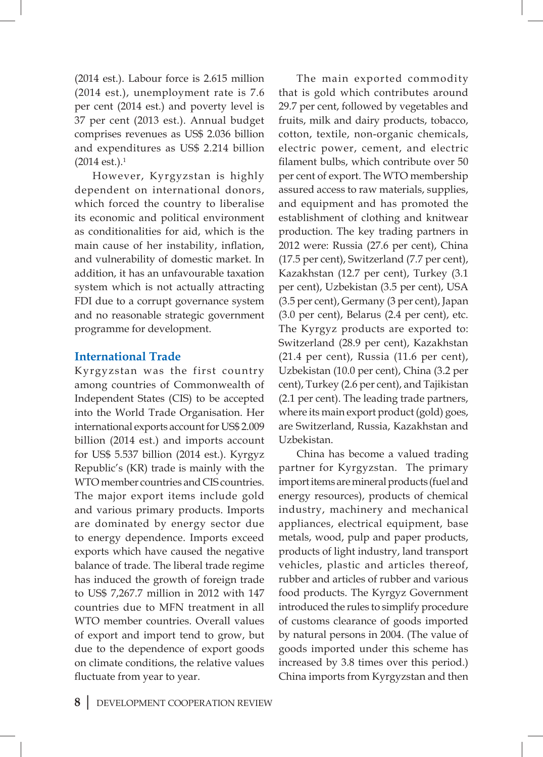(2014 est.). Labour force is 2.615 million (2014 est.), unemployment rate is 7.6 per cent (2014 est.) and poverty level is 37 per cent (2013 est.). Annual budget comprises revenues as US$ 2.036 billion and expenditures as US$ 2.214 billion (2014 est.).[1]

However, Kyrgyzstan is highly dependent on international donors, which forced the country to liberalise its economic and political environment as conditionalities for aid, which is the main cause of her instability, inflation, and vulnerability of domestic market. In addition, it has an unfavourable taxation system which is not actually attracting FDI due to a corrupt governance system and no reasonable strategic government programme for development.

## International Trade

Kyrgyzstan was the first country among countries of Commonwealth of Independent States (CIS) to be accepted into the World Trade Organisation. Her international exports account for US$ 2.009 billion (2014 est.) and imports account for US$ 5.537 billion (2014 est.). Kyrgyz Republic's (KR) trade is mainly with the WTO member countries and CIS countries. The major export items include gold and various primary products. Imports are dominated by energy sector due to energy dependence. Imports exceed exports which have caused the negative balance of trade. The liberal trade regime has induced the growth of foreign trade to US$ 7,267.7 million in 2012 with 147 countries due to MFN treatment in all WTO member countries. Overall values of export and import tend to grow, but due to the dependence of export goods on climate conditions, the relative values fluctuate from year to year.

The main exported commodity that is gold which contributes around 29.7 per cent, followed by vegetables and fruits, milk and dairy products, tobacco, cotton, textile, non-organic chemicals, electric power, cement, and electric filament bulbs, which contribute over 50 per cent of export. The WTO membership assured access to raw materials, supplies, and equipment and has promoted the establishment of clothing and knitwear production. The key trading partners in 2012 were: Russia (27.6 per cent), China (17.5 per cent), Switzerland (7.7 per cent), Kazakhstan (12.7 per cent), Turkey (3.1 per cent), Uzbekistan (3.5 per cent), USA (3.5 per cent), Germany (3 per cent), Japan (3.0 per cent), Belarus (2.4 per cent), etc. The Kyrgyz products are exported to: Switzerland (28.9 per cent), Kazakhstan (21.4 per cent), Russia (11.6 per cent), Uzbekistan (10.0 per cent), China (3.2 per cent), Turkey (2.6 per cent), and Tajikistan (2.1 per cent). The leading trade partners, where its main export product (gold) goes, are Switzerland, Russia, Kazakhstan and Uzbekistan.

China has become a valued trading partner for Kyrgyzstan. The primary import items are mineral products (fuel and energy resources), products of chemical industry, machinery and mechanical appliances, electrical equipment, base metals, wood, pulp and paper products, products of light industry, land transport vehicles, plastic and articles thereof, rubber and articles of rubber and various food products. The Kyrgyz Government introduced the rules to simplify procedure of customs clearance of goods imported by natural persons in 2004. (The value of goods imported under this scheme has increased by 3.8 times over this period.) China imports from Kyrgyzstan and then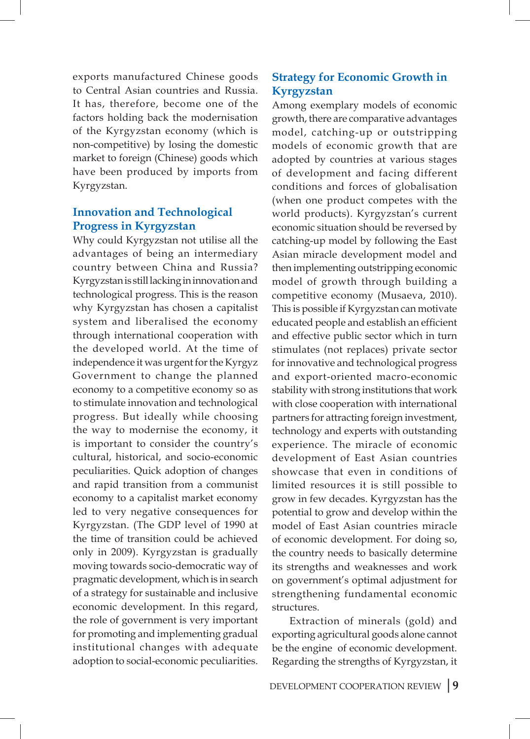exports manufactured Chinese goods to Central Asian countries and Russia. It has, therefore, become one of the factors holding back the modernisation of the Kyrgyzstan economy (which is non-competitive) by losing the domestic market to foreign (Chinese) goods which have been produced by imports from Kyrgyzstan.

## Innovation and Technological Progress in Kyrgyzstan

Why could Kyrgyzstan not utilise all the advantages of being an intermediary country between China and Russia? Kyrgyzstan is still lacking in innovation and technological progress. This is the reason why Kyrgyzstan has chosen a capitalist system and liberalised the economy through international cooperation with the developed world. At the time of independence it was urgent for the Kyrgyz Government to change the planned economy to a competitive economy so as to stimulate innovation and technological progress. But ideally while choosing the way to modernise the economy, it is important to consider the country's cultural, historical, and socio-economic peculiarities. Quick adoption of changes and rapid transition from a communist economy to a capitalist market economy led to very negative consequences for Kyrgyzstan. (The GDP level of 1990 at the time of transition could be achieved only in 2009). Kyrgyzstan is gradually moving towards socio-democratic way of pragmatic development, which is in search of a strategy for sustainable and inclusive economic development. In this regard, the role of government is very important for promoting and implementing gradual institutional changes with adequate adoption to social-economic peculiarities.

## Strategy for Economic Growth in Kyrgyzstan

Among exemplary models of economic growth, there are comparative advantages model, catching-up or outstripping models of economic growth that are adopted by countries at various stages of development and facing different conditions and forces of globalisation (when one product competes with the world products). Kyrgyzstan's current economic situation should be reversed by catching-up model by following the East Asian miracle development model and then implementing outstripping economic model of growth through building a competitive economy (Musaeva, 2010). This is possible if Kyrgyzstan can motivate educated people and establish an efficient and effective public sector which in turn stimulates (not replaces) private sector for innovative and technological progress and export-oriented macro-economic stability with strong institutions that work with close cooperation with international partners for attracting foreign investment, technology and experts with outstanding experience. The miracle of economic development of East Asian countries showcase that even in conditions of limited resources it is still possible to grow in few decades. Kyrgyzstan has the potential to grow and develop within the model of East Asian countries miracle of economic development. For doing so, the country needs to basically determine its strengths and weaknesses and work on government's optimal adjustment for strengthening fundamental economic structures.

Extraction of minerals (gold) and exporting agricultural goods alone cannot be the engine of economic development. Regarding the strengths of Kyrgyzstan, it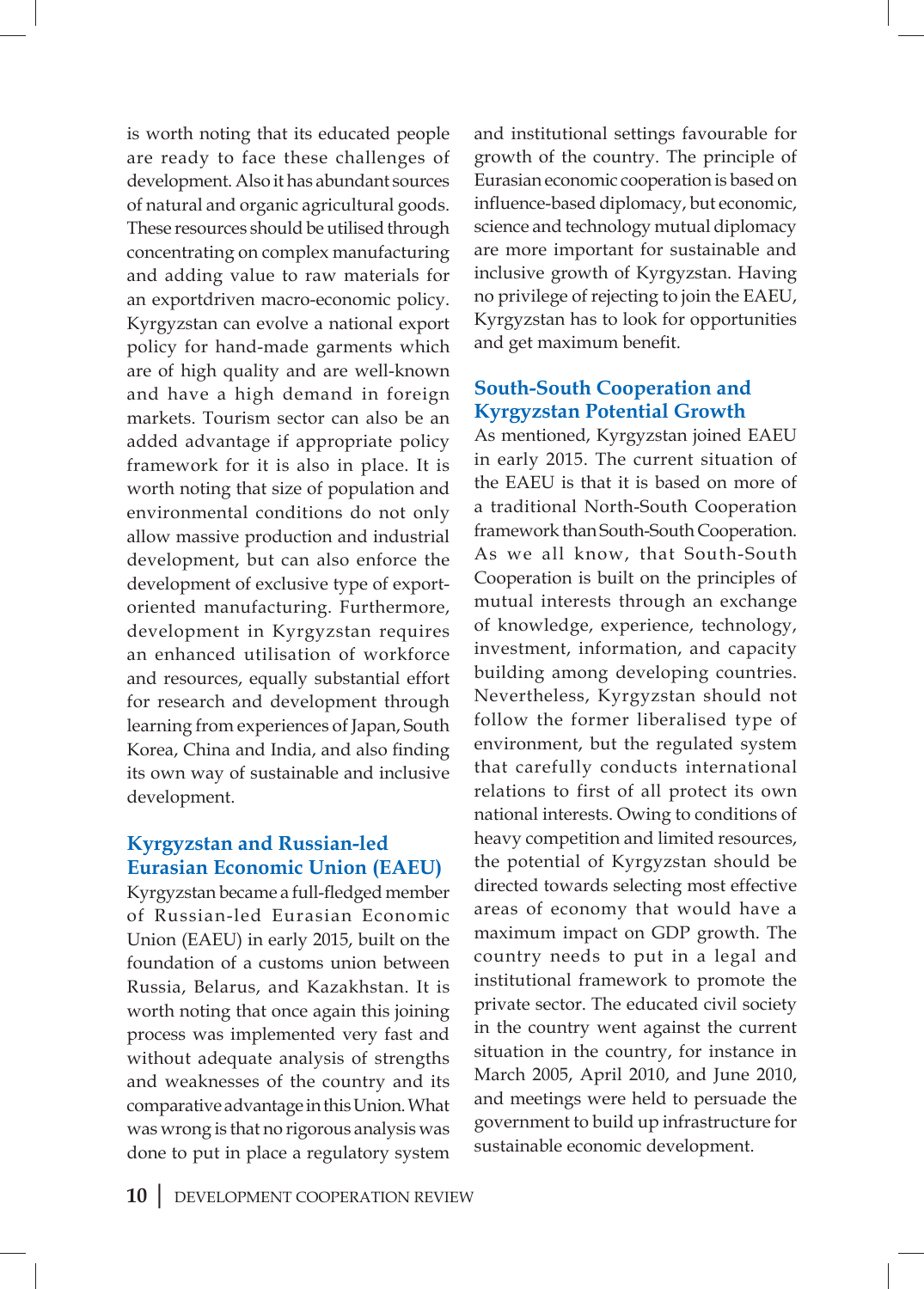is worth noting that its educated people are ready to face these challenges of development. Also it has abundant sources of natural and organic agricultural goods. These resources should be utilised through concentrating on complex manufacturing and adding value to raw materials for an exportdriven macro-economic policy. Kyrgyzstan can evolve a national export policy for hand-made garments which are of high quality and are well-known and have a high demand in foreign markets. Tourism sector can also be an added advantage if appropriate policy framework for it is also in place. It is worth noting that size of population and environmental conditions do not only allow massive production and industrial development, but can also enforce the development of exclusive type of export-oriented manufacturing. Furthermore, development in Kyrgyzstan requires an enhanced utilisation of workforce and resources, equally substantial effort for research and development through learning from experiences of Japan, South Korea, China and India, and also finding its own way of sustainable and inclusive development.

## Kyrgyzstan and Russian-led Eurasian Economic Union (EAEU)

Kyrgyzstan became a full-fledged member of Russian-led Eurasian Economic Union (EAEU) in early 2015, built on the foundation of a customs union between Russia, Belarus, and Kazakhstan. It is worth noting that once again this joining process was implemented very fast and without adequate analysis of strengths and weaknesses of the country and its comparative advantage in this Union. What was wrong is that no rigorous analysis was done to put in place a regulatory system and institutional settings favourable for growth of the country. The principle of Eurasian economic cooperation is based on influence-based diplomacy, but economic, science and technology mutual diplomacy are more important for sustainable and inclusive growth of Kyrgyzstan. Having no privilege of rejecting to join the EAEU, Kyrgyzstan has to look for opportunities and get maximum benefit.

## South-South Cooperation and Kyrgyzstan Potential Growth

As mentioned, Kyrgyzstan joined EAEU in early 2015. The current situation of the EAEU is that it is based on more of a traditional North-South Cooperation framework than South-South Cooperation. As we all know, that South-South Cooperation is built on the principles of mutual interests through an exchange of knowledge, experience, technology, investment, information, and capacity building among developing countries. Nevertheless, Kyrgyzstan should not follow the former liberalised type of environment, but the regulated system that carefully conducts international relations to first of all protect its own national interests. Owing to conditions of heavy competition and limited resources, the potential of Kyrgyzstan should be directed towards selecting most effective areas of economy that would have a maximum impact on GDP growth. The country needs to put in a legal and institutional framework to promote the private sector. The educated civil society in the country went against the current situation in the country, for instance in March 2005, April 2010, and June 2010, and meetings were held to persuade the government to build up infrastructure for sustainable economic development.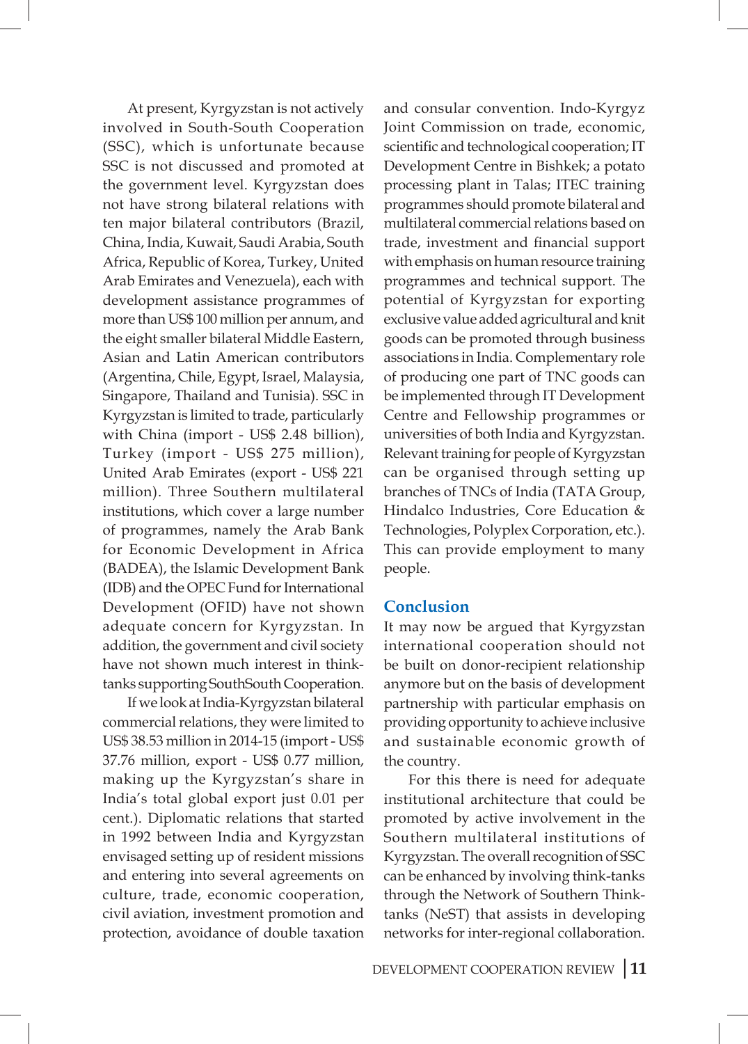At present, Kyrgyzstan is not actively involved in South-South Cooperation (SSC), which is unfortunate because SSC is not discussed and promoted at the government level. Kyrgyzstan does not have strong bilateral relations with ten major bilateral contributors (Brazil, China, India, Kuwait, Saudi Arabia, South Africa, Republic of Korea, Turkey, United Arab Emirates and Venezuela), each with development assistance programmes of more than US$ 100 million per annum, and the eight smaller bilateral Middle Eastern, Asian and Latin American contributors (Argentina, Chile, Egypt, Israel, Malaysia, Singapore, Thailand and Tunisia). SSC in Kyrgyzstan is limited to trade, particularly with China (import - US$ 2.48 billion), Turkey (import - US$ 275 million), United Arab Emirates (export - US$ 221 million). Three Southern multilateral institutions, which cover a large number of programmes, namely the Arab Bank for Economic Development in Africa (BADEA), the Islamic Development Bank (IDB) and the OPEC Fund for International Development (OFID) have not shown adequate concern for Kyrgyzstan. In addition, the government and civil society have not shown much interest in think-tanks supporting SouthSouth Cooperation.

If we look at India-Kyrgyzstan bilateral commercial relations, they were limited to US$ 38.53 million in 2014-15 (import - US$ 37.76 million, export - US$ 0.77 million, making up the Kyrgyzstan's share in India's total global export just 0.01 per cent.). Diplomatic relations that started in 1992 between India and Kyrgyzstan envisaged setting up of resident missions and entering into several agreements on culture, trade, economic cooperation, civil aviation, investment promotion and protection, avoidance of double taxation and consular convention. Indo-Kyrgyz Joint Commission on trade, economic, scientific and technological cooperation; IT Development Centre in Bishkek; a potato processing plant in Talas; ITEC training programmes should promote bilateral and multilateral commercial relations based on trade, investment and financial support with emphasis on human resource training programmes and technical support. The potential of Kyrgyzstan for exporting exclusive value added agricultural and knit goods can be promoted through business associations in India. Complementary role of producing one part of TNC goods can be implemented through IT Development Centre and Fellowship programmes or universities of both India and Kyrgyzstan. Relevant training for people of Kyrgyzstan can be organised through setting up branches of TNCs of India (TATA Group, Hindalco Industries, Core Education & Technologies, Polyplex Corporation, etc.). This can provide employment to many people.

## Conclusion

It may now be argued that Kyrgyzstan international cooperation should not be built on donor-recipient relationship anymore but on the basis of development partnership with particular emphasis on providing opportunity to achieve inclusive and sustainable economic growth of the country.

For this there is need for adequate institutional architecture that could be promoted by active involvement in the Southern multilateral institutions of Kyrgyzstan. The overall recognition of SSC can be enhanced by involving think-tanks through the Network of Southern Think-tanks (NeST) that assists in developing networks for inter-regional collaboration.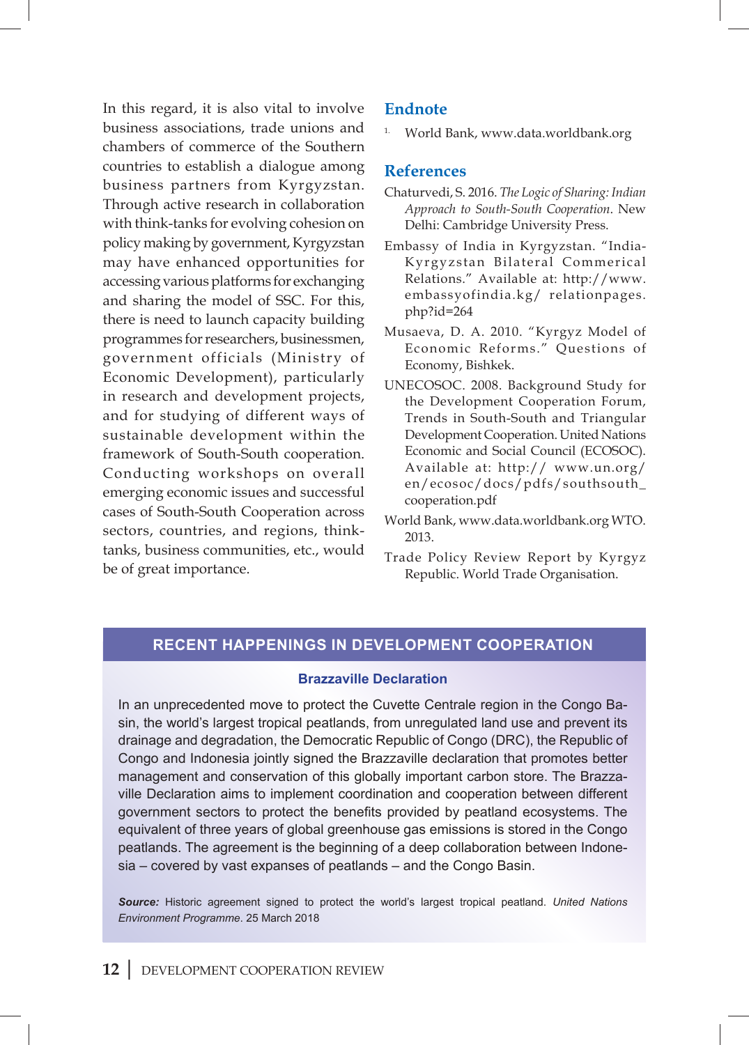In this regard, it is also vital to involve business associations, trade unions and chambers of commerce of the Southern countries to establish a dialogue among business partners from Kyrgyzstan. Through active research in collaboration with think-tanks for evolving cohesion on policy making by government, Kyrgyzstan may have enhanced opportunities for accessing various platforms for exchanging and sharing the model of SSC. For this, there is need to launch capacity building programmes for researchers, businessmen, government officials (Ministry of Economic Development), particularly in research and development projects, and for studying of different ways of sustainable development within the framework of South-South cooperation. Conducting workshops on overall emerging economic issues and successful cases of South-South Cooperation across sectors, countries, and regions, think-tanks, business communities, etc., would be of great importance.

## Endnote

1. World Bank, www.data.worldbank.org

## References

Chaturvedi, S. 2016. *The Logic of Sharing: Indian Approach to South-South Cooperation*. New Delhi: Cambridge University Press.

Embassy of India in Kyrgyzstan. "India-Kyrgyzstan Bilateral Commerical Relations." Available at: http://www.embassyofindia.kg/ relationpages.php?id=264

Musaeva, D. A. 2010. "Kyrgyz Model of Economic Reforms." Questions of Economy, Bishkek.

UNECOSOC. 2008. Background Study for the Development Cooperation Forum, Trends in South-South and Triangular Development Cooperation. United Nations Economic and Social Council (ECOSOC). Available at: http:// www.un.org/en/ecosoc/docs/pdfs/southsouth_cooperation.pdf

World Bank, www.data.worldbank.org WTO. 2013.

Trade Policy Review Report by Kyrgyz Republic. World Trade Organisation.

## RECENT HAPPENINGS IN DEVELOPMENT COOPERATION

### Brazzaville Declaration

In an unprecedented move to protect the Cuvette Centrale region in the Congo Basin, the world's largest tropical peatlands, from unregulated land use and prevent its drainage and degradation, the Democratic Republic of Congo (DRC), the Republic of Congo and Indonesia jointly signed the Brazzaville declaration that promotes better management and conservation of this globally important carbon store. The Brazzaville Declaration aims to implement coordination and cooperation between different government sectors to protect the benefits provided by peatland ecosystems. The equivalent of three years of global greenhouse gas emissions is stored in the Congo peatlands. The agreement is the beginning of a deep collaboration between Indonesia – covered by vast expanses of peatlands – and the Congo Basin.

***Source:*** Historic agreement signed to protect the world's largest tropical peatland. *United Nations Environment Programme*. 25 March 2018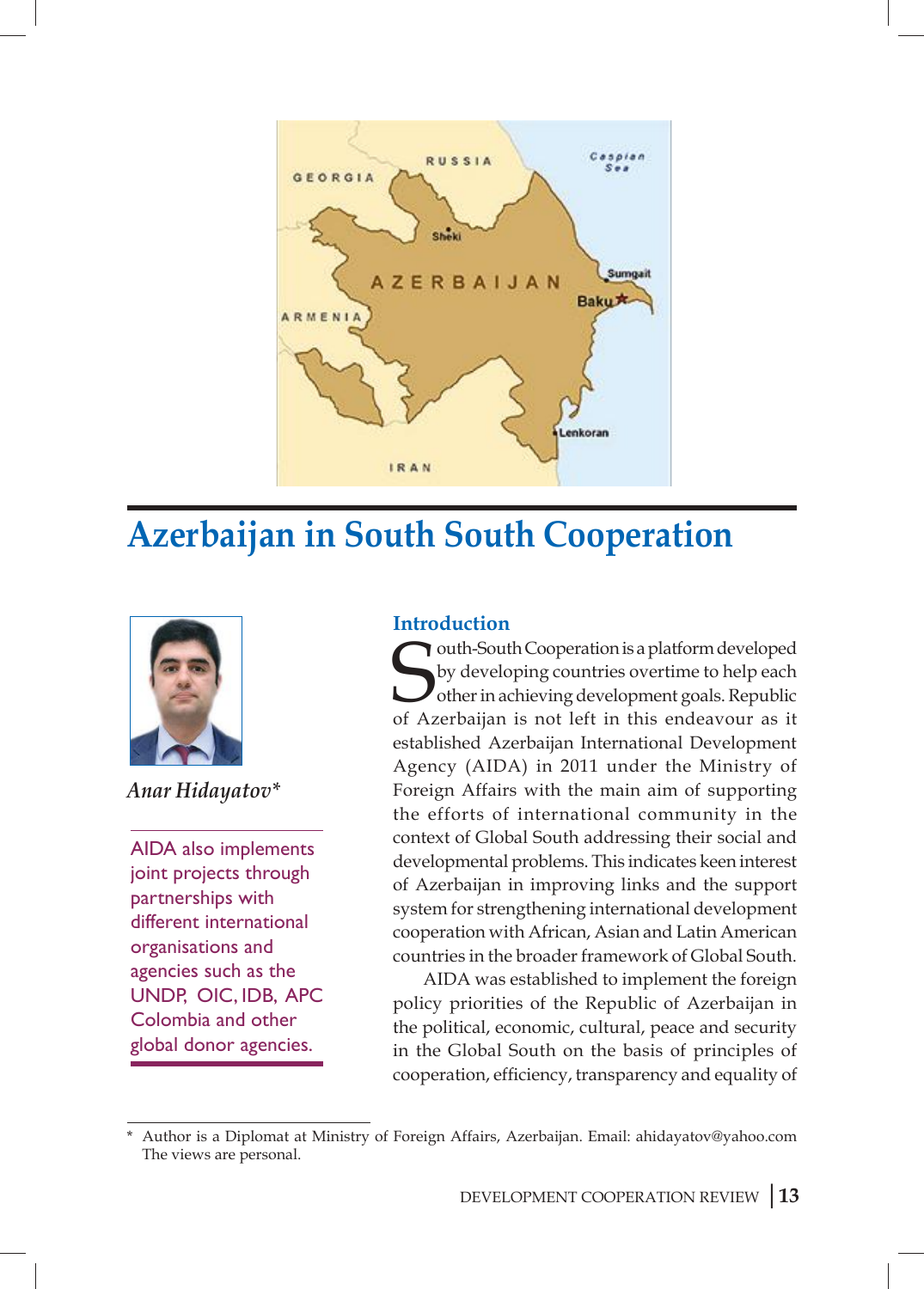# Azerbaijan in South South Cooperation

*Anar Hidayatov**

> AIDA also implements joint projects through partnerships with different international organisations and agencies such as the UNDP, OIC, IDB, APC Colombia and other global donor agencies.

## Introduction

South-South Cooperation is a platform developed by developing countries overtime to help each other in achieving development goals. Republic of Azerbaijan is not left in this endeavour as it established Azerbaijan International Development Agency (AIDA) in 2011 under the Ministry of Foreign Affairs with the main aim of supporting the efforts of international community in the context of Global South addressing their social and developmental problems. This indicates keen interest of Azerbaijan in improving links and the support system for strengthening international development cooperation with African, Asian and Latin American countries in the broader framework of Global South.

AIDA was established to implement the foreign policy priorities of the Republic of Azerbaijan in the political, economic, cultural, peace and security in the Global South on the basis of principles of cooperation, efficiency, transparency and equality of

\* Author is a Diplomat at Ministry of Foreign Affairs, Azerbaijan. Email: ahidayatov@yahoo.com The views are personal.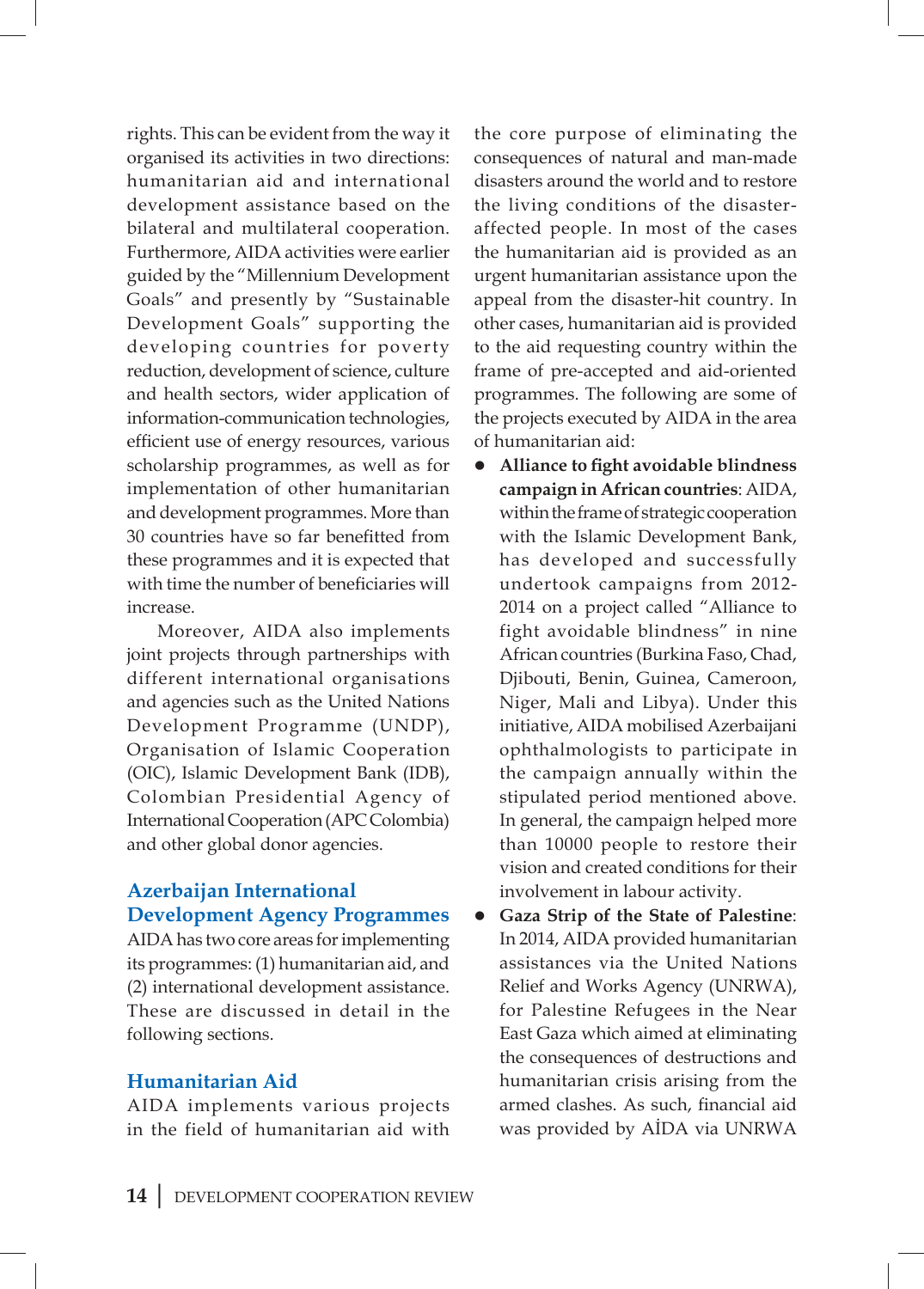rights. This can be evident from the way it organised its activities in two directions: humanitarian aid and international development assistance based on the bilateral and multilateral cooperation. Furthermore, AIDA activities were earlier guided by the "Millennium Development Goals" and presently by "Sustainable Development Goals" supporting the developing countries for poverty reduction, development of science, culture and health sectors, wider application of information-communication technologies, efficient use of energy resources, various scholarship programmes, as well as for implementation of other humanitarian and development programmes. More than 30 countries have so far benefitted from these programmes and it is expected that with time the number of beneficiaries will increase.

Moreover, AIDA also implements joint projects through partnerships with different international organisations and agencies such as the United Nations Development Programme (UNDP), Organisation of Islamic Cooperation (OIC), Islamic Development Bank (IDB), Colombian Presidential Agency of International Cooperation (APC Colombia) and other global donor agencies.

## Azerbaijan International Development Agency Programmes

AIDA has two core areas for implementing its programmes: (1) humanitarian aid, and (2) international development assistance. These are discussed in detail in the following sections.

## Humanitarian Aid

AIDA implements various projects in the field of humanitarian aid with the core purpose of eliminating the consequences of natural and man-made disasters around the world and to restore the living conditions of the disaster-affected people. In most of the cases the humanitarian aid is provided as an urgent humanitarian assistance upon the appeal from the disaster-hit country. In other cases, humanitarian aid is provided to the aid requesting country within the frame of pre-accepted and aid-oriented programmes. The following are some of the projects executed by AIDA in the area of humanitarian aid:

- **Alliance to fight avoidable blindness campaign in African countries**: AIDA, within the frame of strategic cooperation with the Islamic Development Bank, has developed and successfully undertook campaigns from 2012-2014 on a project called "Alliance to fight avoidable blindness" in nine African countries (Burkina Faso, Chad, Djibouti, Benin, Guinea, Cameroon, Niger, Mali and Libya). Under this initiative, AIDA mobilised Azerbaijani ophthalmologists to participate in the campaign annually within the stipulated period mentioned above. In general, the campaign helped more than 10000 people to restore their vision and created conditions for their involvement in labour activity.
- **Gaza Strip of the State of Palestine**: In 2014, AIDA provided humanitarian assistances via the United Nations Relief and Works Agency (UNRWA), for Palestine Refugees in the Near East Gaza which aimed at eliminating the consequences of destructions and humanitarian crisis arising from the armed clashes. As such, financial aid was provided by AİDA via UNRWA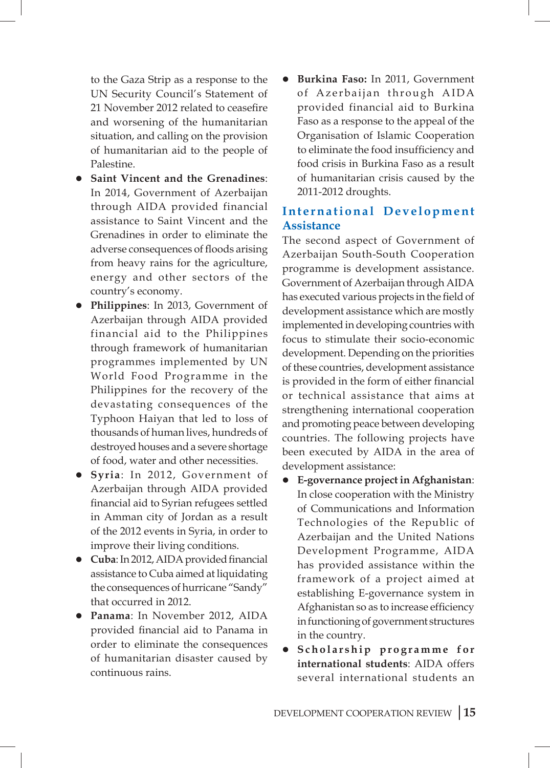to the Gaza Strip as a response to the UN Security Council's Statement of 21 November 2012 related to ceasefire and worsening of the humanitarian situation, and calling on the provision of humanitarian aid to the people of Palestine.

- **Saint Vincent and the Grenadines**: In 2014, Government of Azerbaijan through AIDA provided financial assistance to Saint Vincent and the Grenadines in order to eliminate the adverse consequences of floods arising from heavy rains for the agriculture, energy and other sectors of the country's economy.
- **Philippines**: In 2013, Government of Azerbaijan through AIDA provided financial aid to the Philippines through framework of humanitarian programmes implemented by UN World Food Programme in the Philippines for the recovery of the devastating consequences of the Typhoon Haiyan that led to loss of thousands of human lives, hundreds of destroyed houses and a severe shortage of food, water and other necessities.
- **Syria**: In 2012, Government of Azerbaijan through AIDA provided financial aid to Syrian refugees settled in Amman city of Jordan as a result of the 2012 events in Syria, in order to improve their living conditions.
- **Cuba**: In 2012, AIDA provided financial assistance to Cuba aimed at liquidating the consequences of hurricane "Sandy" that occurred in 2012.
- **Panama**: In November 2012, AIDA provided financial aid to Panama in order to eliminate the consequences of humanitarian disaster caused by continuous rains.
- **Burkina Faso:** In 2011, Government of Azerbaijan through AIDA provided financial aid to Burkina Faso as a response to the appeal of the Organisation of Islamic Cooperation to eliminate the food insufficiency and food crisis in Burkina Faso as a result of humanitarian crisis caused by the 2011-2012 droughts.

## International Development Assistance

The second aspect of Government of Azerbaijan South-South Cooperation programme is development assistance. Government of Azerbaijan through AIDA has executed various projects in the field of development assistance which are mostly implemented in developing countries with focus to stimulate their socio-economic development. Depending on the priorities of these countries, development assistance is provided in the form of either financial or technical assistance that aims at strengthening international cooperation and promoting peace between developing countries. The following projects have been executed by AIDA in the area of development assistance:

- **E-governance project in Afghanistan**: In close cooperation with the Ministry of Communications and Information Technologies of the Republic of Azerbaijan and the United Nations Development Programme, AIDA has provided assistance within the framework of a project aimed at establishing E-governance system in Afghanistan so as to increase efficiency in functioning of government structures in the country.
- **Scholarship programme for international students**: AIDA offers several international students an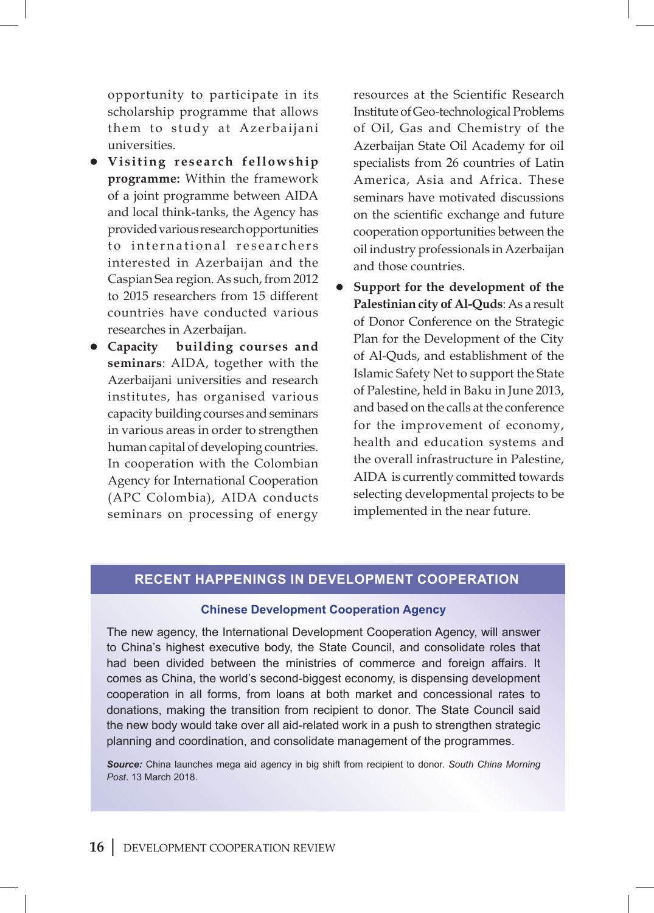opportunity to participate in its scholarship programme that allows them to study at Azerbaijani universities.

- **Visiting research fellowship programme:** Within the framework of a joint programme between AIDA and local think-tanks, the Agency has provided various research opportunities to international researchers interested in Azerbaijan and the Caspian Sea region. As such, from 2012 to 2015 researchers from 15 different countries have conducted various researches in Azerbaijan.
- **Capacity building courses and seminars**: AIDA, together with the Azerbaijani universities and research institutes, has organised various capacity building courses and seminars in various areas in order to strengthen human capital of developing countries. In cooperation with the Colombian Agency for International Cooperation (APC Colombia), AIDA conducts seminars on processing of energy resources at the Scientific Research Institute of Geo-technological Problems of Oil, Gas and Chemistry of the Azerbaijan State Oil Academy for oil specialists from 26 countries of Latin America, Asia and Africa. These seminars have motivated discussions on the scientific exchange and future cooperation opportunities between the oil industry professionals in Azerbaijan and those countries.
- **Support for the development of the Palestinian city of Al-Quds**: As a result of Donor Conference on the Strategic Plan for the Development of the City of Al-Quds, and establishment of the Islamic Safety Net to support the State of Palestine, held in Baku in June 2013, and based on the calls at the conference for the improvement of economy, health and education systems and the overall infrastructure in Palestine, AIDA is currently committed towards selecting developmental projects to be implemented in the near future.

## RECENT HAPPENINGS IN DEVELOPMENT COOPERATION

### Chinese Development Cooperation Agency

The new agency, the International Development Cooperation Agency, will answer to China's highest executive body, the State Council, and consolidate roles that had been divided between the ministries of commerce and foreign affairs. It comes as China, the world's second-biggest economy, is dispensing development cooperation in all forms, from loans at both market and concessional rates to donations, making the transition from recipient to donor. The State Council said the new body would take over all aid-related work in a push to strengthen strategic planning and coordination, and consolidate management of the programmes.

***Source:*** China launches mega aid agency in big shift from recipient to donor. *South China Morning Post*. 13 March 2018.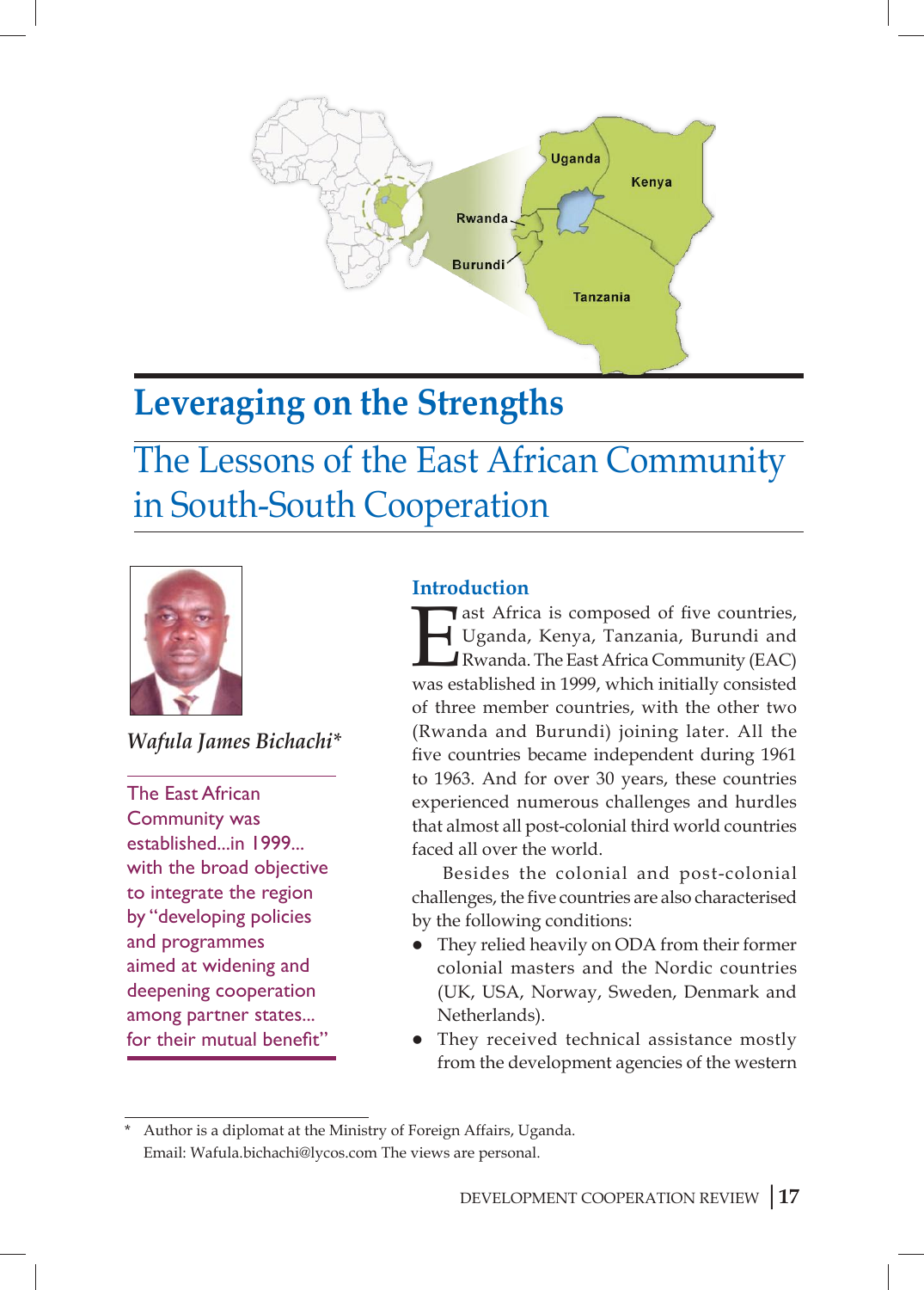# Leveraging on the Strengths

## The Lessons of the East African Community in South-South Cooperation

*Wafula James Bichachi**

The East African Community was established...in 1999... with the broad objective to integrate the region by "developing policies and programmes aimed at widening and deepening cooperation among partner states... for their mutual benefit"

### Introduction

East Africa is composed of five countries, Uganda, Kenya, Tanzania, Burundi and Rwanda. The East Africa Community (EAC) was established in 1999, which initially consisted of three member countries, with the other two (Rwanda and Burundi) joining later. All the five countries became independent during 1961 to 1963. And for over 30 years, these countries experienced numerous challenges and hurdles that almost all post-colonial third world countries faced all over the world.

Besides the colonial and post-colonial challenges, the five countries are also characterised by the following conditions:

- They relied heavily on ODA from their former colonial masters and the Nordic countries (UK, USA, Norway, Sweden, Denmark and Netherlands).
- They received technical assistance mostly from the development agencies of the western

\* Author is a diplomat at the Ministry of Foreign Affairs, Uganda. Email: Wafula.bichachi@lycos.com The views are personal.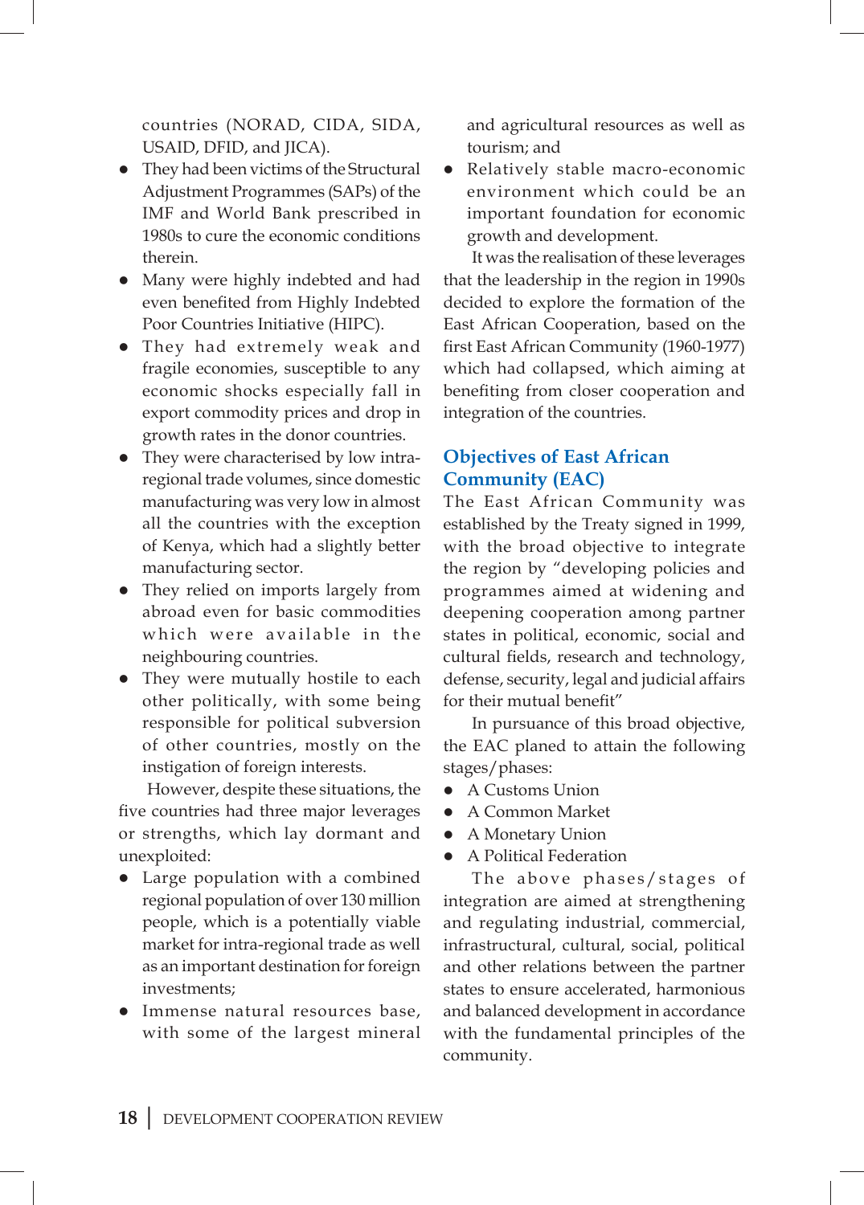countries (NORAD, CIDA, SIDA, USAID, DFID, and JICA).

- They had been victims of the Structural Adjustment Programmes (SAPs) of the IMF and World Bank prescribed in 1980s to cure the economic conditions therein.
- Many were highly indebted and had even benefited from Highly Indebted Poor Countries Initiative (HIPC).
- They had extremely weak and fragile economies, susceptible to any economic shocks especially fall in export commodity prices and drop in growth rates in the donor countries.
- They were characterised by low intra-regional trade volumes, since domestic manufacturing was very low in almost all the countries with the exception of Kenya, which had a slightly better manufacturing sector.
- They relied on imports largely from abroad even for basic commodities which were available in the neighbouring countries.
- They were mutually hostile to each other politically, with some being responsible for political subversion of other countries, mostly on the instigation of foreign interests.

However, despite these situations, the five countries had three major leverages or strengths, which lay dormant and unexploited:

- Large population with a combined regional population of over 130 million people, which is a potentially viable market for intra-regional trade as well as an important destination for foreign investments;
- Immense natural resources base, with some of the largest mineral and agricultural resources as well as tourism; and
- Relatively stable macro-economic environment which could be an important foundation for economic growth and development.

It was the realisation of these leverages that the leadership in the region in 1990s decided to explore the formation of the East African Cooperation, based on the first East African Community (1960-1977) which had collapsed, which aiming at benefiting from closer cooperation and integration of the countries.

## Objectives of East African Community (EAC)

The East African Community was established by the Treaty signed in 1999, with the broad objective to integrate the region by "developing policies and programmes aimed at widening and deepening cooperation among partner states in political, economic, social and cultural fields, research and technology, defense, security, legal and judicial affairs for their mutual benefit"

In pursuance of this broad objective, the EAC planed to attain the following stages/phases:

- A Customs Union
- A Common Market
- A Monetary Union
- A Political Federation

The above phases/stages of integration are aimed at strengthening and regulating industrial, commercial, infrastructural, cultural, social, political and other relations between the partner states to ensure accelerated, harmonious and balanced development in accordance with the fundamental principles of the community.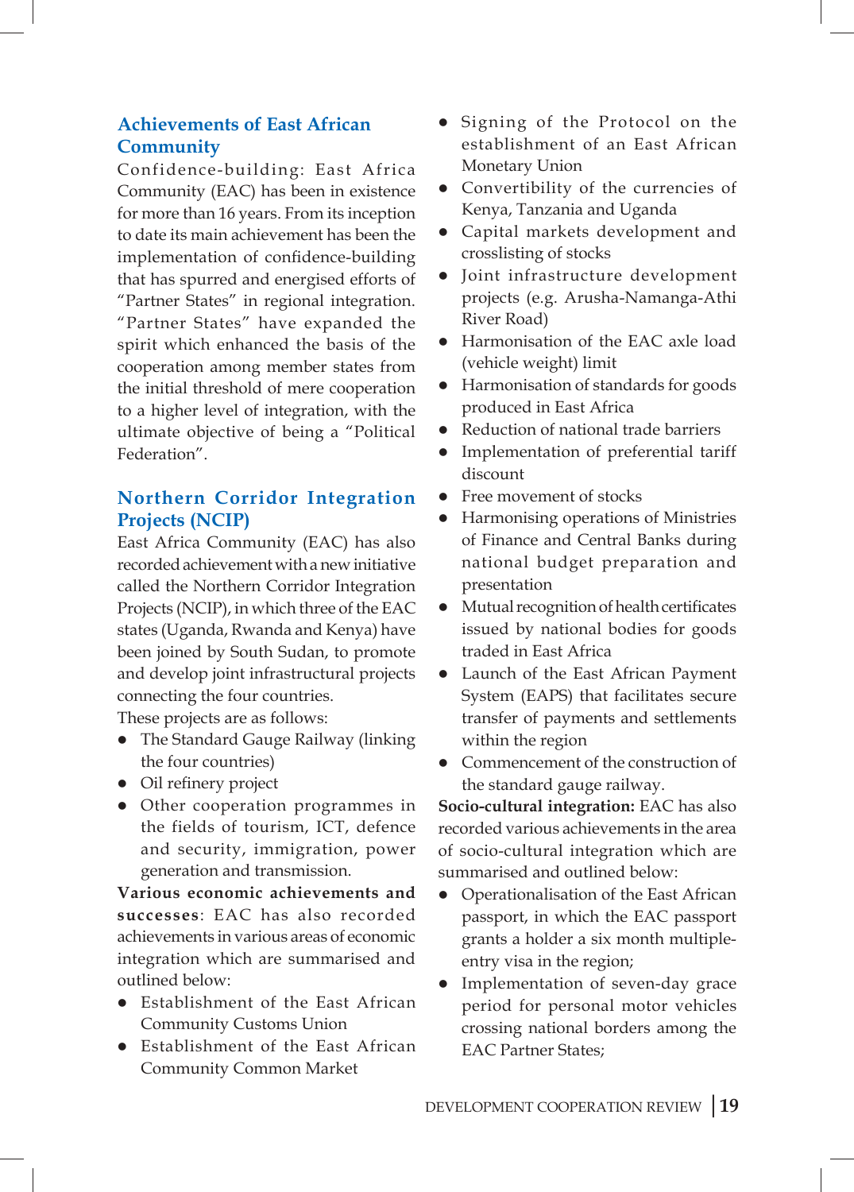## Achievements of East African Community

Confidence-building: East Africa Community (EAC) has been in existence for more than 16 years. From its inception to date its main achievement has been the implementation of confidence-building that has spurred and energised efforts of "Partner States" in regional integration. "Partner States" have expanded the spirit which enhanced the basis of the cooperation among member states from the initial threshold of mere cooperation to a higher level of integration, with the ultimate objective of being a "Political Federation".

## Northern Corridor Integration Projects (NCIP)

East Africa Community (EAC) has also recorded achievement with a new initiative called the Northern Corridor Integration Projects (NCIP), in which three of the EAC states (Uganda, Rwanda and Kenya) have been joined by South Sudan, to promote and develop joint infrastructural projects connecting the four countries.

These projects are as follows:

- The Standard Gauge Railway (linking the four countries)
- Oil refinery project
- Other cooperation programmes in the fields of tourism, ICT, defence and security, immigration, power generation and transmission.

**Various economic achievements and successes**: EAC has also recorded achievements in various areas of economic integration which are summarised and outlined below:

- Establishment of the East African Community Customs Union
- Establishment of the East African Community Common Market
- Signing of the Protocol on the establishment of an East African Monetary Union
- Convertibility of the currencies of Kenya, Tanzania and Uganda
- Capital markets development and crosslisting of stocks
- Joint infrastructure development projects (e.g. Arusha-Namanga-Athi River Road)
- Harmonisation of the EAC axle load (vehicle weight) limit
- Harmonisation of standards for goods produced in East Africa
- Reduction of national trade barriers
- Implementation of preferential tariff discount
- Free movement of stocks
- Harmonising operations of Ministries of Finance and Central Banks during national budget preparation and presentation
- Mutual recognition of health certificates issued by national bodies for goods traded in East Africa
- Launch of the East African Payment System (EAPS) that facilitates secure transfer of payments and settlements within the region
- Commencement of the construction of the standard gauge railway.

**Socio-cultural integration:** EAC has also recorded various achievements in the area of socio-cultural integration which are summarised and outlined below:

- Operationalisation of the East African passport, in which the EAC passport grants a holder a six month multiple-entry visa in the region;
- Implementation of seven-day grace period for personal motor vehicles crossing national borders among the EAC Partner States;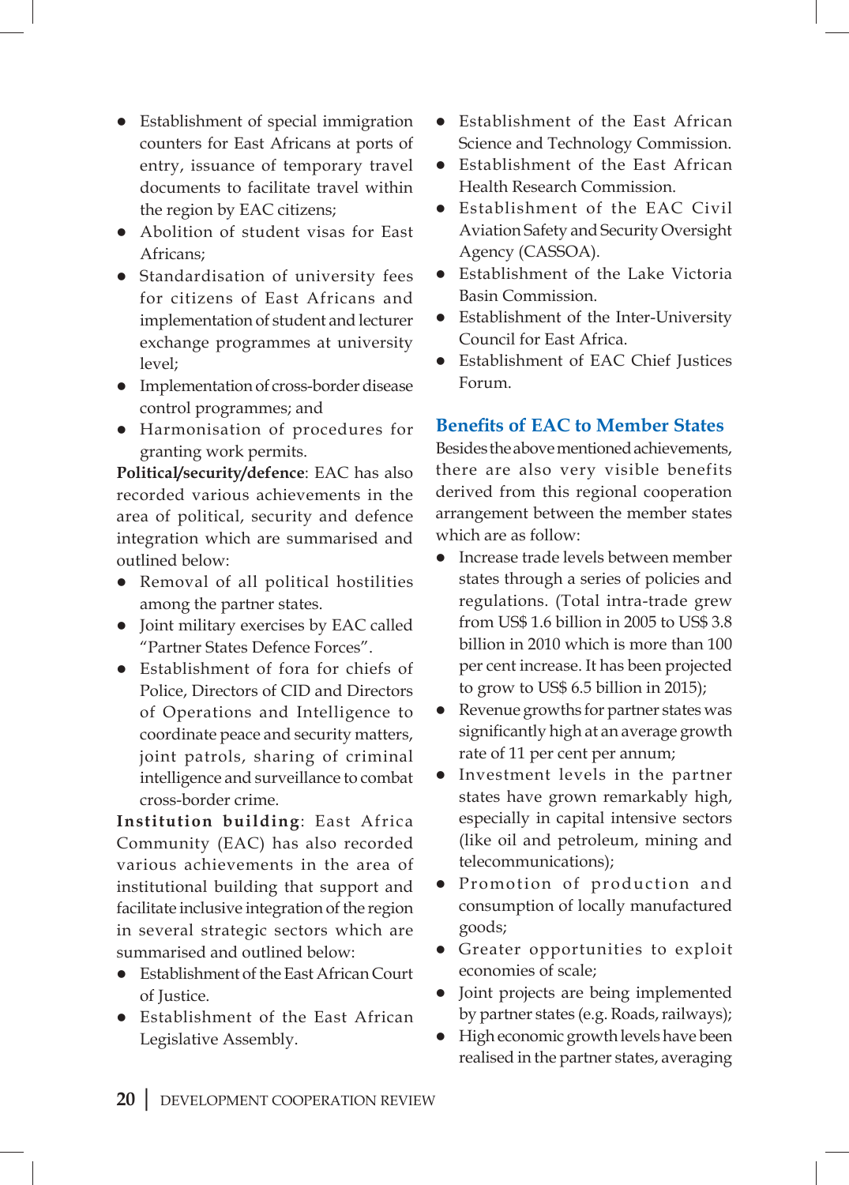- Establishment of special immigration counters for East Africans at ports of entry, issuance of temporary travel documents to facilitate travel within the region by EAC citizens;
- Abolition of student visas for East Africans;
- Standardisation of university fees for citizens of East Africans and implementation of student and lecturer exchange programmes at university level;
- Implementation of cross-border disease control programmes; and
- Harmonisation of procedures for granting work permits.

**Political/security/defence**: EAC has also recorded various achievements in the area of political, security and defence integration which are summarised and outlined below:

- Removal of all political hostilities among the partner states.
- Joint military exercises by EAC called "Partner States Defence Forces".
- Establishment of fora for chiefs of Police, Directors of CID and Directors of Operations and Intelligence to coordinate peace and security matters, joint patrols, sharing of criminal intelligence and surveillance to combat cross-border crime.

**Institution building**: East Africa Community (EAC) has also recorded various achievements in the area of institutional building that support and facilitate inclusive integration of the region in several strategic sectors which are summarised and outlined below:

- Establishment of the East African Court of Justice.
- Establishment of the East African Legislative Assembly.
- Establishment of the East African Science and Technology Commission.
- Establishment of the East African Health Research Commission.
- Establishment of the EAC Civil Aviation Safety and Security Oversight Agency (CASSOA).
- Establishment of the Lake Victoria Basin Commission.
- Establishment of the Inter-University Council for East Africa.
- Establishment of EAC Chief Justices Forum.

## Benefits of EAC to Member States

Besides the above mentioned achievements, there are also very visible benefits derived from this regional cooperation arrangement between the member states which are as follow:

- Increase trade levels between member states through a series of policies and regulations. (Total intra-trade grew from US$ 1.6 billion in 2005 to US$ 3.8 billion in 2010 which is more than 100 per cent increase. It has been projected to grow to US$ 6.5 billion in 2015);
- Revenue growths for partner states was significantly high at an average growth rate of 11 per cent per annum;
- Investment levels in the partner states have grown remarkably high, especially in capital intensive sectors (like oil and petroleum, mining and telecommunications);
- Promotion of production and consumption of locally manufactured goods;
- Greater opportunities to exploit economies of scale;
- Joint projects are being implemented by partner states (e.g. Roads, railways);
- High economic growth levels have been realised in the partner states, averaging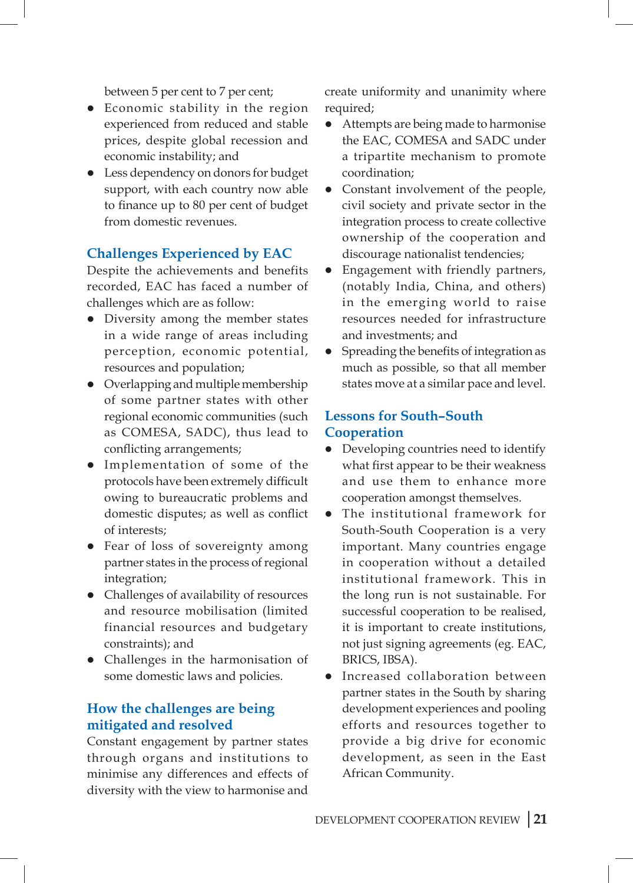between 5 per cent to 7 per cent;

- Economic stability in the region experienced from reduced and stable prices, despite global recession and economic instability; and
- Less dependency on donors for budget support, with each country now able to finance up to 80 per cent of budget from domestic revenues.

## Challenges Experienced by EAC

Despite the achievements and benefits recorded, EAC has faced a number of challenges which are as follow:

- Diversity among the member states in a wide range of areas including perception, economic potential, resources and population;
- Overlapping and multiple membership of some partner states with other regional economic communities (such as COMESA, SADC), thus lead to conflicting arrangements;
- Implementation of some of the protocols have been extremely difficult owing to bureaucratic problems and domestic disputes; as well as conflict of interests;
- Fear of loss of sovereignty among partner states in the process of regional integration;
- Challenges of availability of resources and resource mobilisation (limited financial resources and budgetary constraints); and
- Challenges in the harmonisation of some domestic laws and policies.

## How the challenges are being mitigated and resolved

Constant engagement by partner states through organs and institutions to minimise any differences and effects of diversity with the view to harmonise and create uniformity and unanimity where required;

- Attempts are being made to harmonise the EAC, COMESA and SADC under a tripartite mechanism to promote coordination;
- Constant involvement of the people, civil society and private sector in the integration process to create collective ownership of the cooperation and discourage nationalist tendencies;
- Engagement with friendly partners, (notably India, China, and others) in the emerging world to raise resources needed for infrastructure and investments; and
- Spreading the benefits of integration as much as possible, so that all member states move at a similar pace and level.

## Lessons for South–South Cooperation

- Developing countries need to identify what first appear to be their weakness and use them to enhance more cooperation amongst themselves.
- The institutional framework for South-South Cooperation is a very important. Many countries engage in cooperation without a detailed institutional framework. This in the long run is not sustainable. For successful cooperation to be realised, it is important to create institutions, not just signing agreements (eg. EAC, BRICS, IBSA).
- Increased collaboration between partner states in the South by sharing development experiences and pooling efforts and resources together to provide a big drive for economic development, as seen in the East African Community.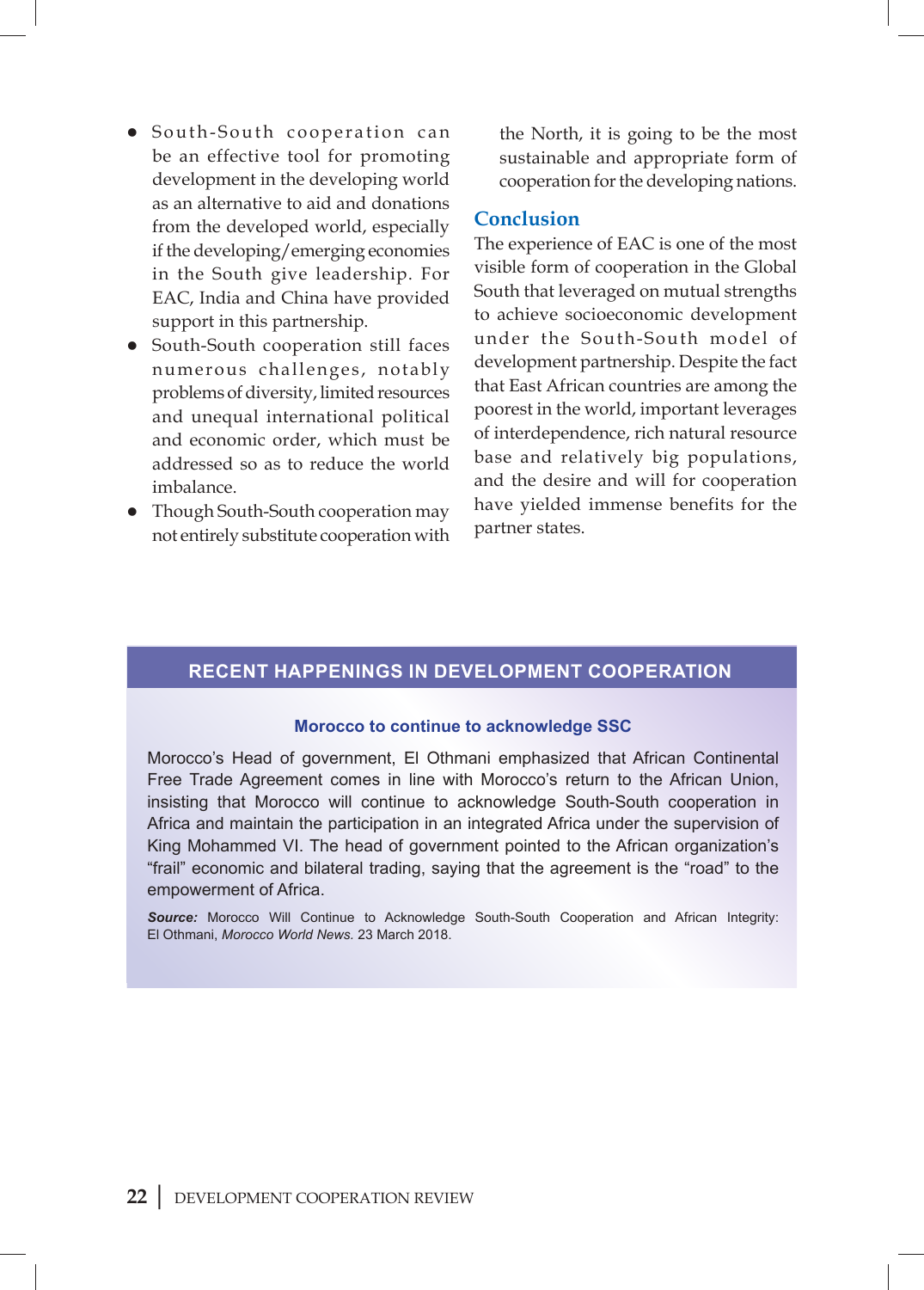- South-South cooperation can be an effective tool for promoting development in the developing world as an alternative to aid and donations from the developed world, especially if the developing/emerging economies in the South give leadership. For EAC, India and China have provided support in this partnership.
- South-South cooperation still faces numerous challenges, notably problems of diversity, limited resources and unequal international political and economic order, which must be addressed so as to reduce the world imbalance.
- Though South-South cooperation may not entirely substitute cooperation with the North, it is going to be the most sustainable and appropriate form of cooperation for the developing nations.

## Conclusion

The experience of EAC is one of the most visible form of cooperation in the Global South that leveraged on mutual strengths to achieve socioeconomic development under the South-South model of development partnership. Despite the fact that East African countries are among the poorest in the world, important leverages of interdependence, rich natural resource base and relatively big populations, and the desire and will for cooperation have yielded immense benefits for the partner states.

## RECENT HAPPENINGS IN DEVELOPMENT COOPERATION

### Morocco to continue to acknowledge SSC

Morocco's Head of government, El Othmani emphasized that African Continental Free Trade Agreement comes in line with Morocco's return to the African Union, insisting that Morocco will continue to acknowledge South-South cooperation in Africa and maintain the participation in an integrated Africa under the supervision of King Mohammed VI. The head of government pointed to the African organization's "frail" economic and bilateral trading, saying that the agreement is the "road" to the empowerment of Africa.

***Source:*** Morocco Will Continue to Acknowledge South-South Cooperation and African Integrity: El Othmani, *Morocco World News.* 23 March 2018.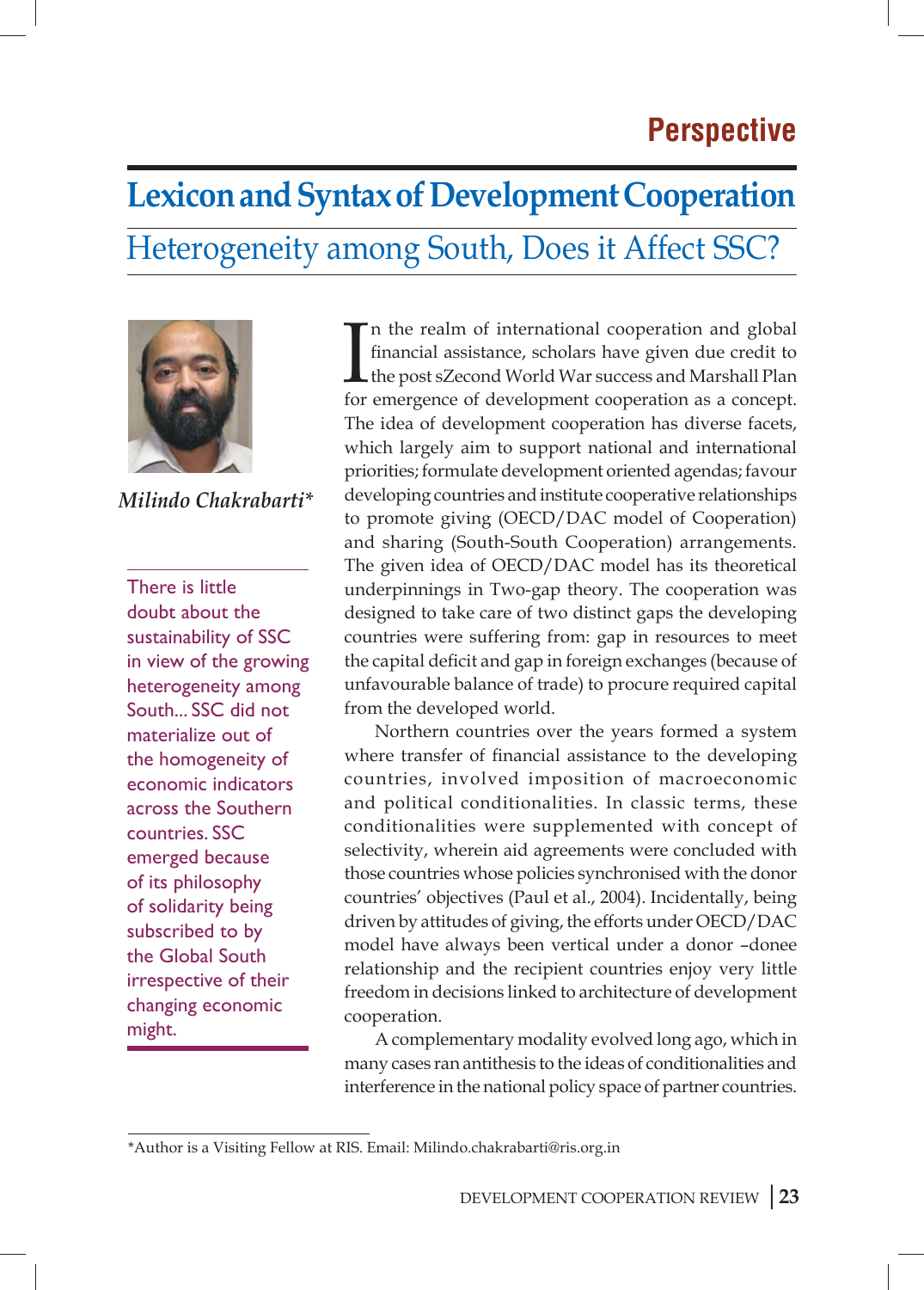# Lexicon and Syntax of Development Cooperation

## Heterogeneity among South, Does it Affect SSC?

*Milindo Chakrabarti**

> There is little doubt about the sustainability of SSC in view of the growing heterogeneity among South... SSC did not materialize out of the homogeneity of economic indicators across the Southern countries. SSC emerged because of its philosophy of solidarity being subscribed to by the Global South irrespective of their changing economic might.

In the realm of international cooperation and global financial assistance, scholars have given due credit to the post sZecond World War success and Marshall Plan for emergence of development cooperation as a concept. The idea of development cooperation has diverse facets, which largely aim to support national and international priorities; formulate development oriented agendas; favour developing countries and institute cooperative relationships to promote giving (OECD/DAC model of Cooperation) and sharing (South-South Cooperation) arrangements. The given idea of OECD/DAC model has its theoretical underpinnings in Two-gap theory. The cooperation was designed to take care of two distinct gaps the developing countries were suffering from: gap in resources to meet the capital deficit and gap in foreign exchanges (because of unfavourable balance of trade) to procure required capital from the developed world.

Northern countries over the years formed a system where transfer of financial assistance to the developing countries, involved imposition of macroeconomic and political conditionalities. In classic terms, these conditionalities were supplemented with concept of selectivity, wherein aid agreements were concluded with those countries whose policies synchronised with the donor countries' objectives (Paul et al., 2004). Incidentally, being driven by attitudes of giving, the efforts under OECD/DAC model have always been vertical under a donor –donee relationship and the recipient countries enjoy very little freedom in decisions linked to architecture of development cooperation.

A complementary modality evolved long ago, which in many cases ran antithesis to the ideas of conditionalities and interference in the national policy space of partner countries.

*Author is a Visiting Fellow at RIS. Email: Milindo.chakrabarti@ris.org.in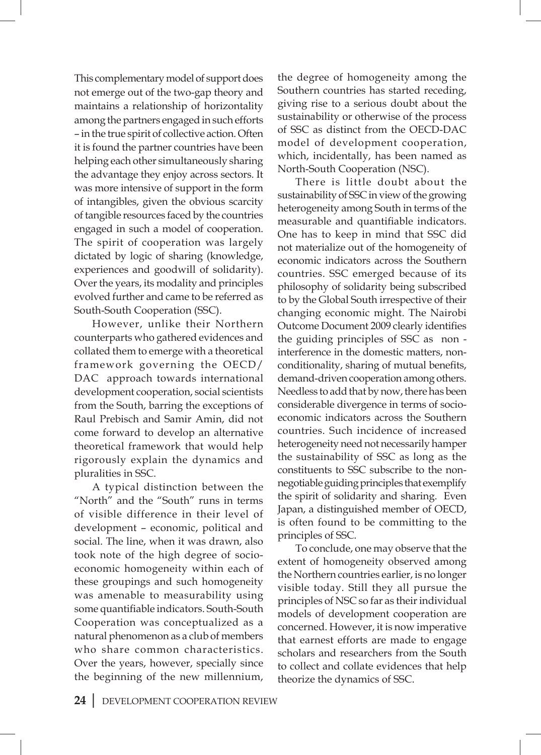This complementary model of support does not emerge out of the two-gap theory and maintains a relationship of horizontality among the partners engaged in such efforts – in the true spirit of collective action. Often it is found the partner countries have been helping each other simultaneously sharing the advantage they enjoy across sectors. It was more intensive of support in the form of intangibles, given the obvious scarcity of tangible resources faced by the countries engaged in such a model of cooperation. The spirit of cooperation was largely dictated by logic of sharing (knowledge, experiences and goodwill of solidarity). Over the years, its modality and principles evolved further and came to be referred as South-South Cooperation (SSC).

However, unlike their Northern counterparts who gathered evidences and collated them to emerge with a theoretical framework governing the OECD/ DAC approach towards international development cooperation, social scientists from the South, barring the exceptions of Raul Prebisch and Samir Amin, did not come forward to develop an alternative theoretical framework that would help rigorously explain the dynamics and pluralities in SSC.

A typical distinction between the "North" and the "South" runs in terms of visible difference in their level of development – economic, political and social. The line, when it was drawn, also took note of the high degree of socio-economic homogeneity within each of these groupings and such homogeneity was amenable to measurability using some quantifiable indicators. South-South Cooperation was conceptualized as a natural phenomenon as a club of members who share common characteristics. Over the years, however, specially since the beginning of the new millennium, the degree of homogeneity among the Southern countries has started receding, giving rise to a serious doubt about the sustainability or otherwise of the process of SSC as distinct from the OECD-DAC model of development cooperation, which, incidentally, has been named as North-South Cooperation (NSC).

There is little doubt about the sustainability of SSC in view of the growing heterogeneity among South in terms of the measurable and quantifiable indicators. One has to keep in mind that SSC did not materialize out of the homogeneity of economic indicators across the Southern countries. SSC emerged because of its philosophy of solidarity being subscribed to by the Global South irrespective of their changing economic might. The Nairobi Outcome Document 2009 clearly identifies the guiding principles of SSC as non - interference in the domestic matters, non-conditionality, sharing of mutual benefits, demand-driven cooperation among others. Needless to add that by now, there has been considerable divergence in terms of socio-economic indicators across the Southern countries. Such incidence of increased heterogeneity need not necessarily hamper the sustainability of SSC as long as the constituents to SSC subscribe to the non-negotiable guiding principles that exemplify the spirit of solidarity and sharing. Even Japan, a distinguished member of OECD, is often found to be committing to the principles of SSC.

To conclude, one may observe that the extent of homogeneity observed among the Northern countries earlier, is no longer visible today. Still they all pursue the principles of NSC so far as their individual models of development cooperation are concerned. However, it is now imperative that earnest efforts are made to engage scholars and researchers from the South to collect and collate evidences that help theorize the dynamics of SSC.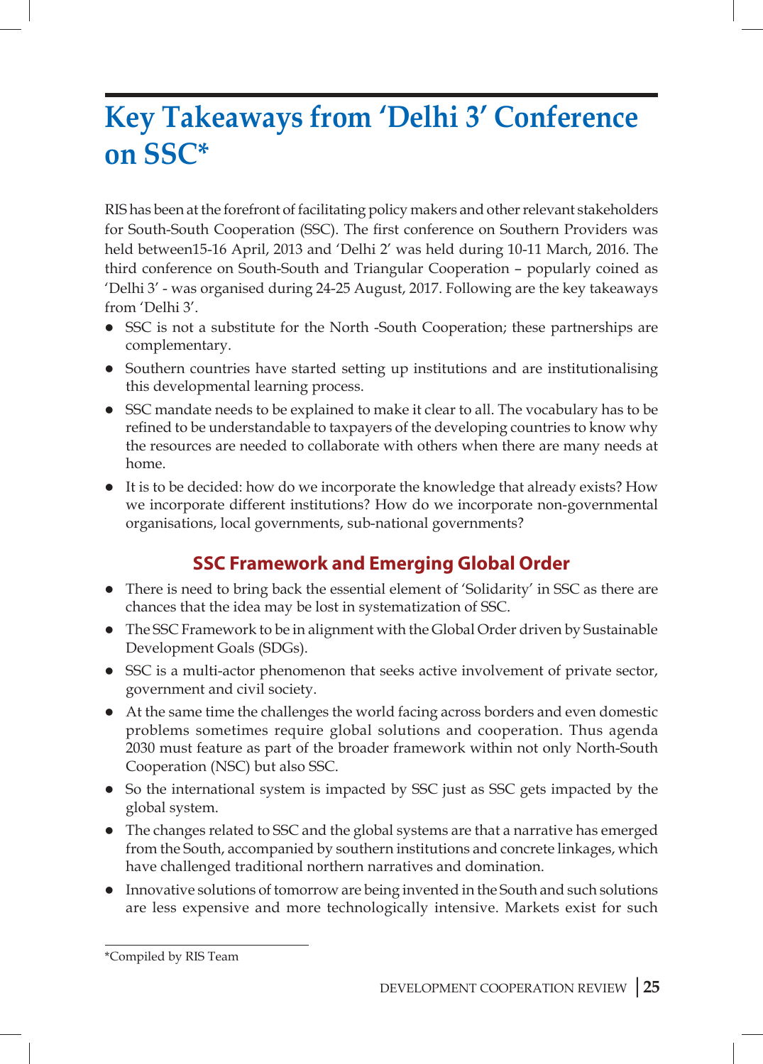# Key Takeaways from 'Delhi 3' Conference on SSC*

RIS has been at the forefront of facilitating policy makers and other relevant stakeholders for South-South Cooperation (SSC). The first conference on Southern Providers was held between15-16 April, 2013 and 'Delhi 2' was held during 10-11 March, 2016. The third conference on South-South and Triangular Cooperation – popularly coined as 'Delhi 3' - was organised during 24-25 August, 2017. Following are the key takeaways from 'Delhi 3'.

- SSC is not a substitute for the North -South Cooperation; these partnerships are complementary.
- Southern countries have started setting up institutions and are institutionalising this developmental learning process.
- SSC mandate needs to be explained to make it clear to all. The vocabulary has to be refined to be understandable to taxpayers of the developing countries to know why the resources are needed to collaborate with others when there are many needs at home.
- It is to be decided: how do we incorporate the knowledge that already exists? How we incorporate different institutions? How do we incorporate non-governmental organisations, local governments, sub-national governments?

## SSC Framework and Emerging Global Order

- There is need to bring back the essential element of 'Solidarity' in SSC as there are chances that the idea may be lost in systematization of SSC.
- The SSC Framework to be in alignment with the Global Order driven by Sustainable Development Goals (SDGs).
- SSC is a multi-actor phenomenon that seeks active involvement of private sector, government and civil society.
- At the same time the challenges the world facing across borders and even domestic problems sometimes require global solutions and cooperation. Thus agenda 2030 must feature as part of the broader framework within not only North-South Cooperation (NSC) but also SSC.
- So the international system is impacted by SSC just as SSC gets impacted by the global system.
- The changes related to SSC and the global systems are that a narrative has emerged from the South, accompanied by southern institutions and concrete linkages, which have challenged traditional northern narratives and domination.
- Innovative solutions of tomorrow are being invented in the South and such solutions are less expensive and more technologically intensive. Markets exist for such

*Compiled by RIS Team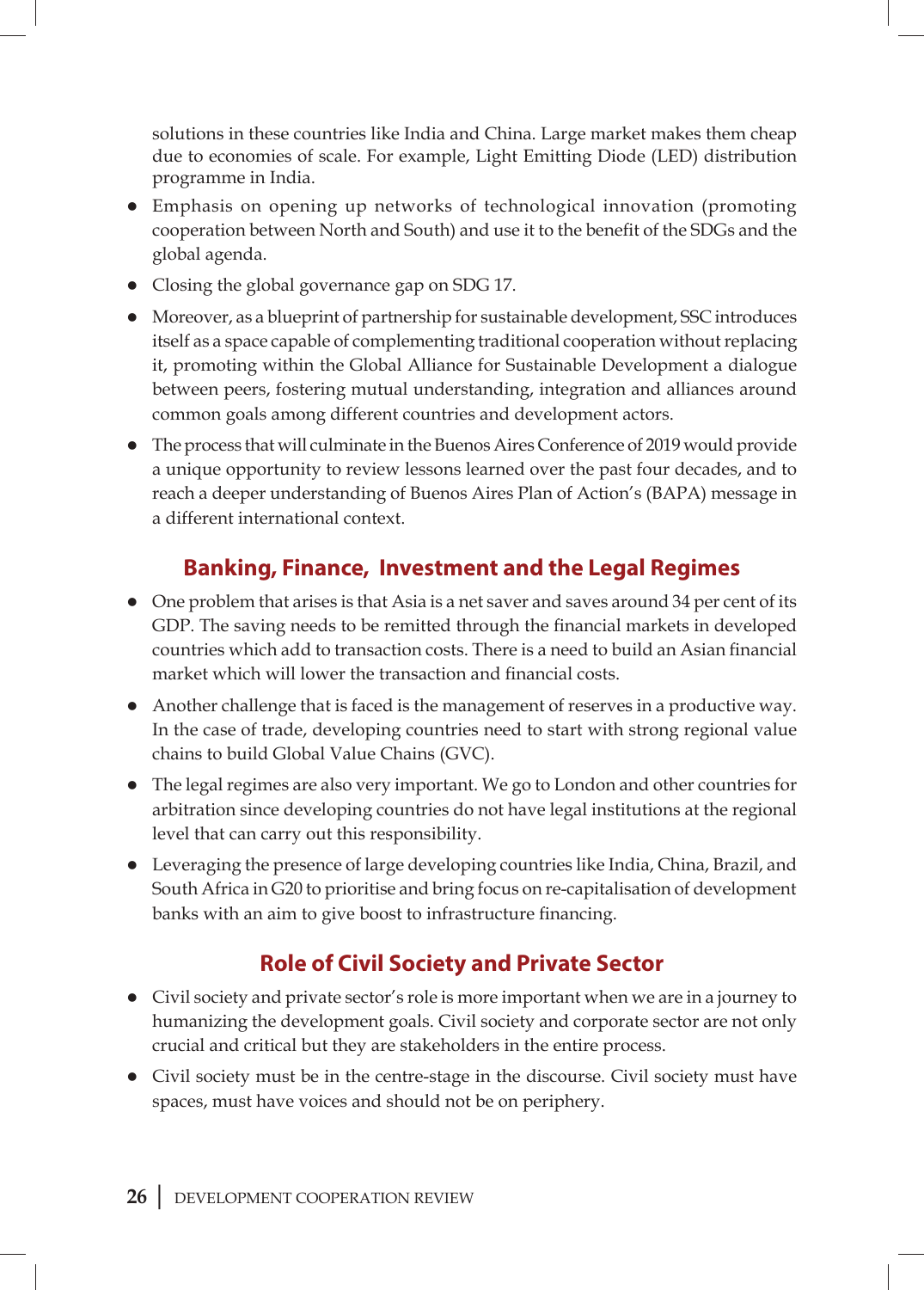solutions in these countries like India and China. Large market makes them cheap due to economies of scale. For example, Light Emitting Diode (LED) distribution programme in India.

- Emphasis on opening up networks of technological innovation (promoting cooperation between North and South) and use it to the benefit of the SDGs and the global agenda.
- Closing the global governance gap on SDG 17.
- Moreover, as a blueprint of partnership for sustainable development, SSC introduces itself as a space capable of complementing traditional cooperation without replacing it, promoting within the Global Alliance for Sustainable Development a dialogue between peers, fostering mutual understanding, integration and alliances around common goals among different countries and development actors.
- The process that will culminate in the Buenos Aires Conference of 2019 would provide a unique opportunity to review lessons learned over the past four decades, and to reach a deeper understanding of Buenos Aires Plan of Action's (BAPA) message in a different international context.

## Banking, Finance, Investment and the Legal Regimes

- One problem that arises is that Asia is a net saver and saves around 34 per cent of its GDP. The saving needs to be remitted through the financial markets in developed countries which add to transaction costs. There is a need to build an Asian financial market which will lower the transaction and financial costs.
- Another challenge that is faced is the management of reserves in a productive way. In the case of trade, developing countries need to start with strong regional value chains to build Global Value Chains (GVC).
- The legal regimes are also very important. We go to London and other countries for arbitration since developing countries do not have legal institutions at the regional level that can carry out this responsibility.
- Leveraging the presence of large developing countries like India, China, Brazil, and South Africa in G20 to prioritise and bring focus on re-capitalisation of development banks with an aim to give boost to infrastructure financing.

## Role of Civil Society and Private Sector

- Civil society and private sector's role is more important when we are in a journey to humanizing the development goals. Civil society and corporate sector are not only crucial and critical but they are stakeholders in the entire process.
- Civil society must be in the centre-stage in the discourse. Civil society must have spaces, must have voices and should not be on periphery.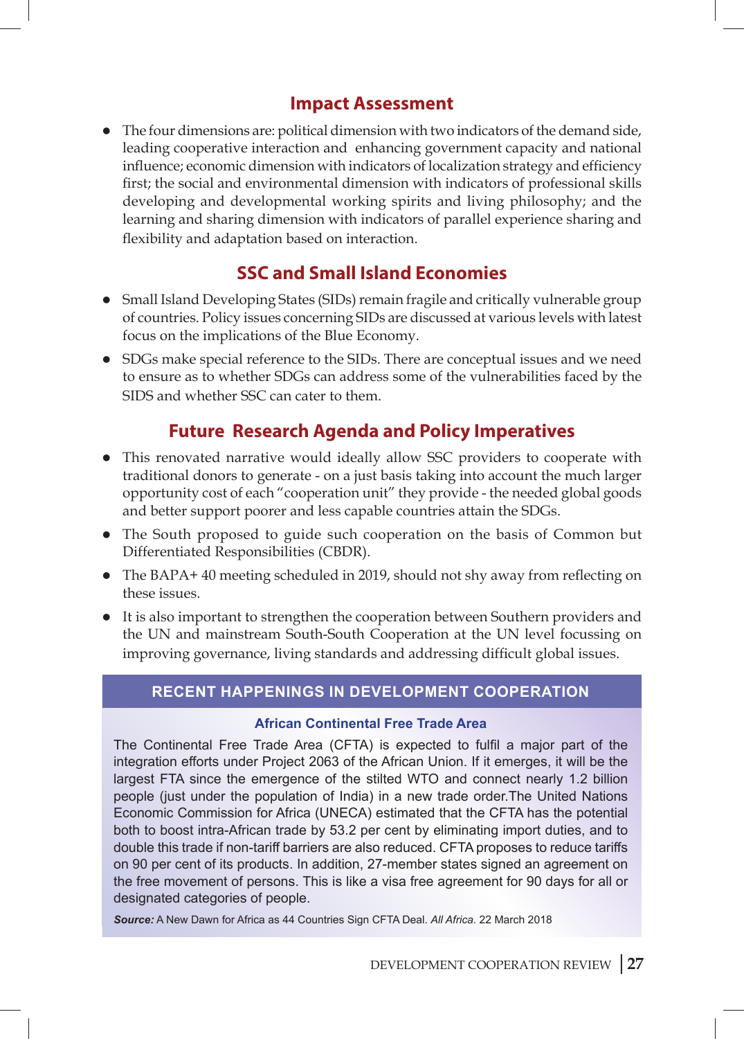## Impact Assessment

- The four dimensions are: political dimension with two indicators of the demand side, leading cooperative interaction and enhancing government capacity and national influence; economic dimension with indicators of localization strategy and efficiency first; the social and environmental dimension with indicators of professional skills developing and developmental working spirits and living philosophy; and the learning and sharing dimension with indicators of parallel experience sharing and flexibility and adaptation based on interaction.

## SSC and Small Island Economies

- Small Island Developing States (SIDs) remain fragile and critically vulnerable group of countries. Policy issues concerning SIDs are discussed at various levels with latest focus on the implications of the Blue Economy.
- SDGs make special reference to the SIDs. There are conceptual issues and we need to ensure as to whether SDGs can address some of the vulnerabilities faced by the SIDS and whether SSC can cater to them.

## Future Research Agenda and Policy Imperatives

- This renovated narrative would ideally allow SSC providers to cooperate with traditional donors to generate - on a just basis taking into account the much larger opportunity cost of each "cooperation unit" they provide - the needed global goods and better support poorer and less capable countries attain the SDGs.
- The South proposed to guide such cooperation on the basis of Common but Differentiated Responsibilities (CBDR).
- The BAPA+ 40 meeting scheduled in 2019, should not shy away from reflecting on these issues.
- It is also important to strengthen the cooperation between Southern providers and the UN and mainstream South-South Cooperation at the UN level focussing on improving governance, living standards and addressing difficult global issues.

## RECENT HAPPENINGS IN DEVELOPMENT COOPERATION

### African Continental Free Trade Area

The Continental Free Trade Area (CFTA) is expected to fulfil a major part of the integration efforts under Project 2063 of the African Union. If it emerges, it will be the largest FTA since the emergence of the stilted WTO and connect nearly 1.2 billion people (just under the population of India) in a new trade order.The United Nations Economic Commission for Africa (UNECA) estimated that the CFTA has the potential both to boost intra-African trade by 53.2 per cent by eliminating import duties, and to double this trade if non-tariff barriers are also reduced. CFTA proposes to reduce tariffs on 90 per cent of its products. In addition, 27-member states signed an agreement on the free movement of persons. This is like a visa free agreement for 90 days for all or designated categories of people.

***Source:*** A New Dawn for Africa as 44 Countries Sign CFTA Deal. *All Africa*. 22 March 2018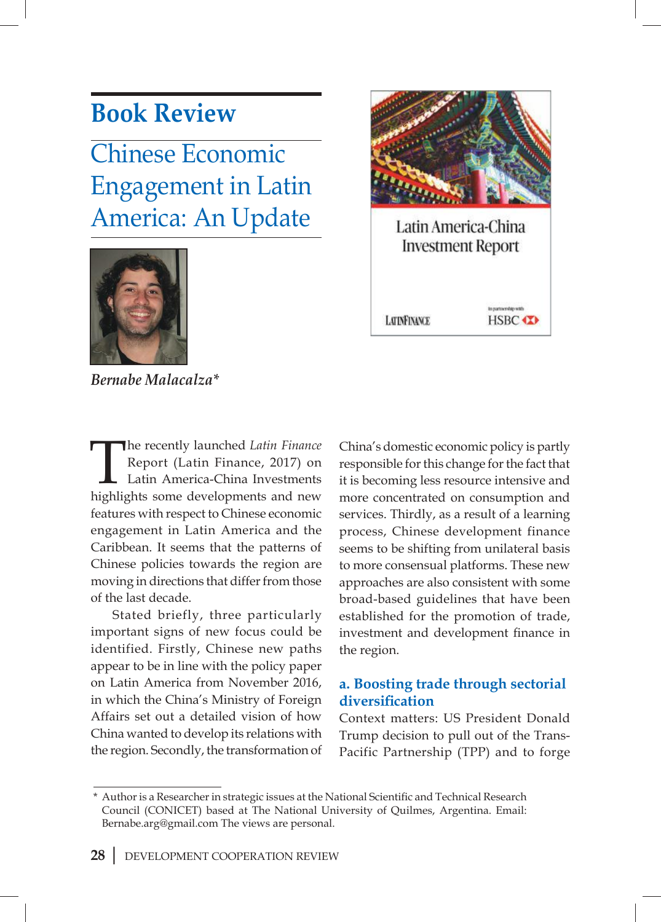# Book Review

## Chinese Economic Engagement in Latin America: An Update

*Bernabe Malacalza**

The recently launched *Latin Finance* Report (Latin Finance, 2017) on Latin America-China Investments highlights some developments and new features with respect to Chinese economic engagement in Latin America and the Caribbean. It seems that the patterns of Chinese policies towards the region are moving in directions that differ from those of the last decade.

Stated briefly, three particularly important signs of new focus could be identified. Firstly, Chinese new paths appear to be in line with the policy paper on Latin America from November 2016, in which the China's Ministry of Foreign Affairs set out a detailed vision of how China wanted to develop its relations with the region. Secondly, the transformation of China's domestic economic policy is partly responsible for this change for the fact that it is becoming less resource intensive and more concentrated on consumption and services. Thirdly, as a result of a learning process, Chinese development finance seems to be shifting from unilateral basis to more consensual platforms. These new approaches are also consistent with some broad-based guidelines that have been established for the promotion of trade, investment and development finance in the region.

### a. Boosting trade through sectorial diversification

Context matters: US President Donald Trump decision to pull out of the Trans-Pacific Partnership (TPP) and to forge

---

\* Author is a Researcher in strategic issues at the National Scientific and Technical Research Council (CONICET) based at The National University of Quilmes, Argentina. Email: Bernabe.arg@gmail.com The views are personal.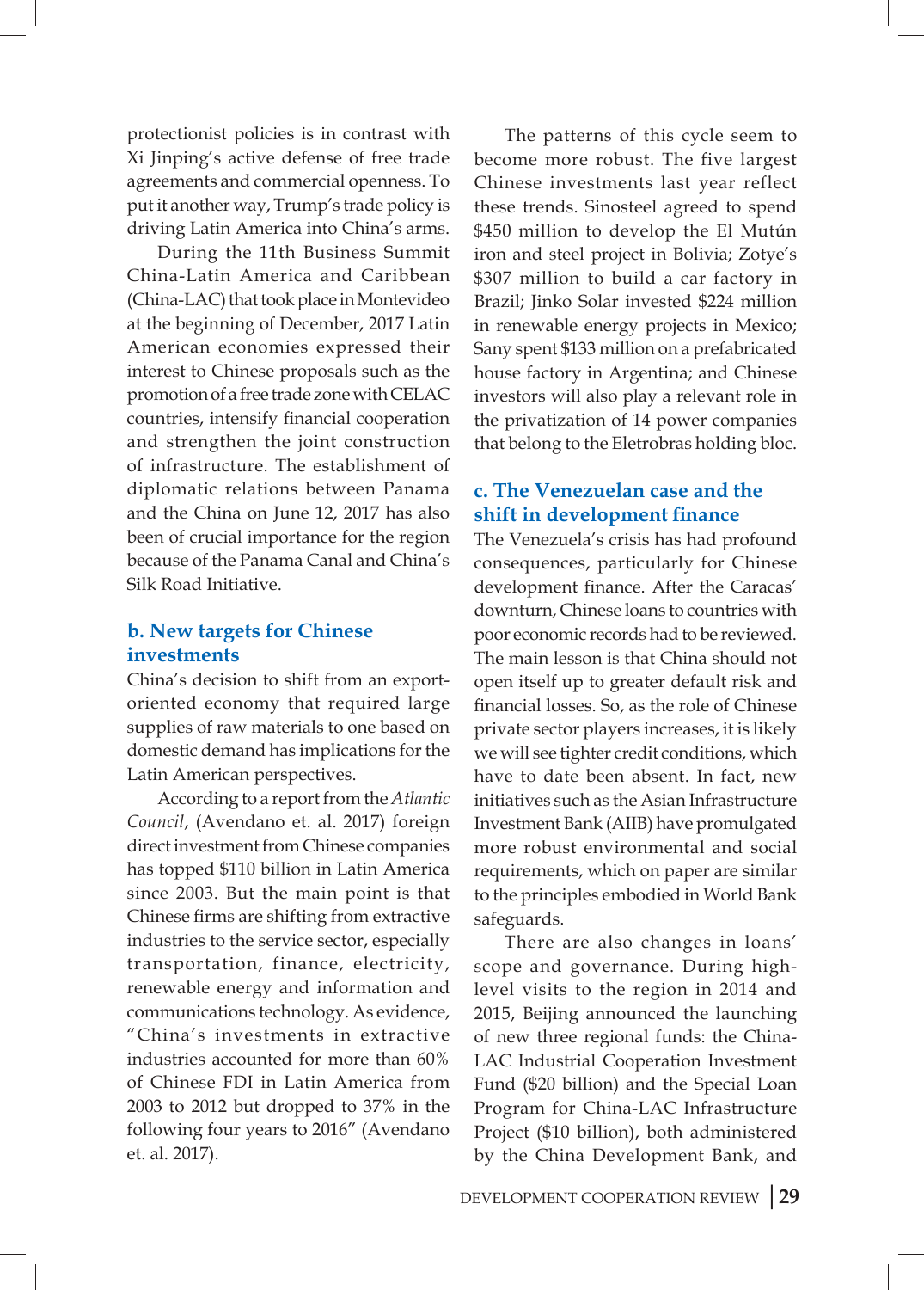protectionist policies is in contrast with Xi Jinping's active defense of free trade agreements and commercial openness. To put it another way, Trump's trade policy is driving Latin America into China's arms.

During the 11th Business Summit China-Latin America and Caribbean (China-LAC) that took place in Montevideo at the beginning of December, 2017 Latin American economies expressed their interest to Chinese proposals such as the promotion of a free trade zone with CELAC countries, intensify financial cooperation and strengthen the joint construction of infrastructure. The establishment of diplomatic relations between Panama and the China on June 12, 2017 has also been of crucial importance for the region because of the Panama Canal and China's Silk Road Initiative.

## b. New targets for Chinese investments

China's decision to shift from an export-oriented economy that required large supplies of raw materials to one based on domestic demand has implications for the Latin American perspectives.

According to a report from the *Atlantic Council*, (Avendano et. al. 2017) foreign direct investment from Chinese companies has topped $110 billion in Latin America since 2003. But the main point is that Chinese firms are shifting from extractive industries to the service sector, especially transportation, finance, electricity, renewable energy and information and communications technology. As evidence, "China's investments in extractive industries accounted for more than 60% of Chinese FDI in Latin America from 2003 to 2012 but dropped to 37% in the following four years to 2016" (Avendano et. al. 2017).

The patterns of this cycle seem to become more robust. The five largest Chinese investments last year reflect these trends. Sinosteel agreed to spend $450 million to develop the El Mutún iron and steel project in Bolivia; Zotye's $307 million to build a car factory in Brazil; Jinko Solar invested $224 million in renewable energy projects in Mexico; Sany spent $133 million on a prefabricated house factory in Argentina; and Chinese investors will also play a relevant role in the privatization of 14 power companies that belong to the Eletrobras holding bloc.

## c. The Venezuelan case and the shift in development finance

The Venezuela's crisis has had profound consequences, particularly for Chinese development finance. After the Caracas' downturn, Chinese loans to countries with poor economic records had to be reviewed. The main lesson is that China should not open itself up to greater default risk and financial losses. So, as the role of Chinese private sector players increases, it is likely we will see tighter credit conditions, which have to date been absent. In fact, new initiatives such as the Asian Infrastructure Investment Bank (AIIB) have promulgated more robust environmental and social requirements, which on paper are similar to the principles embodied in World Bank safeguards.

There are also changes in loans' scope and governance. During high-level visits to the region in 2014 and 2015, Beijing announced the launching of new three regional funds: the China-LAC Industrial Cooperation Investment Fund ($20 billion) and the Special Loan Program for China-LAC Infrastructure Project ($10 billion), both administered by the China Development Bank, and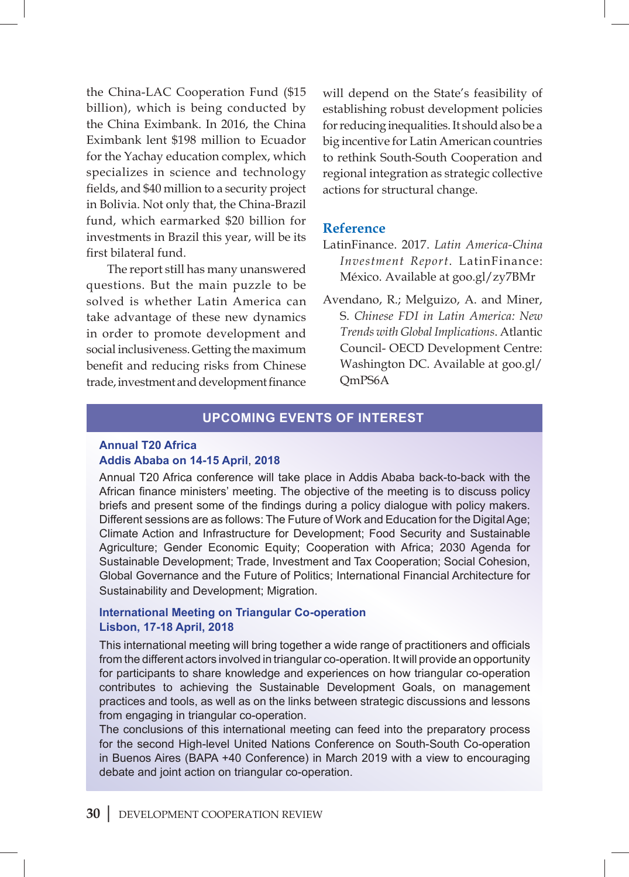the China-LAC Cooperation Fund ($15 billion), which is being conducted by the China Eximbank. In 2016, the China Eximbank lent $198 million to Ecuador for the Yachay education complex, which specializes in science and technology fields, and $40 million to a security project in Bolivia. Not only that, the China-Brazil fund, which earmarked $20 billion for investments in Brazil this year, will be its first bilateral fund.

The report still has many unanswered questions. But the main puzzle to be solved is whether Latin America can take advantage of these new dynamics in order to promote development and social inclusiveness. Getting the maximum benefit and reducing risks from Chinese trade, investment and development finance will depend on the State's feasibility of establishing robust development policies for reducing inequalities. It should also be a big incentive for Latin American countries to rethink South-South Cooperation and regional integration as strategic collective actions for structural change.

## Reference

LatinFinance. 2017. *Latin America-China Investment Report*. LatinFinance: México. Available at goo.gl/zy7BMr

Avendano, R.; Melguizo, A. and Miner, S. *Chinese FDI in Latin America: New Trends with Global Implications*. Atlantic Council- OECD Development Centre: Washington DC. Available at goo.gl/QmPS6A

## UPCOMING EVENTS OF INTEREST

### Annual T20 Africa
### Addis Ababa on 14-15 April, 2018

Annual T20 Africa conference will take place in Addis Ababa back-to-back with the African finance ministers' meeting. The objective of the meeting is to discuss policy briefs and present some of the findings during a policy dialogue with policy makers. Different sessions are as follows: The Future of Work and Education for the Digital Age; Climate Action and Infrastructure for Development; Food Security and Sustainable Agriculture; Gender Economic Equity; Cooperation with Africa; 2030 Agenda for Sustainable Development; Trade, Investment and Tax Cooperation; Social Cohesion, Global Governance and the Future of Politics; International Financial Architecture for Sustainability and Development; Migration.

### International Meeting on Triangular Co-operation
### Lisbon, 17-18 April, 2018

This international meeting will bring together a wide range of practitioners and officials from the different actors involved in triangular co-operation. It will provide an opportunity for participants to share knowledge and experiences on how triangular co-operation contributes to achieving the Sustainable Development Goals, on management practices and tools, as well as on the links between strategic discussions and lessons from engaging in triangular co-operation.

The conclusions of this international meeting can feed into the preparatory process for the second High-level United Nations Conference on South-South Co-operation in Buenos Aires (BAPA +40 Conference) in March 2019 with a view to encouraging debate and joint action on triangular co-operation.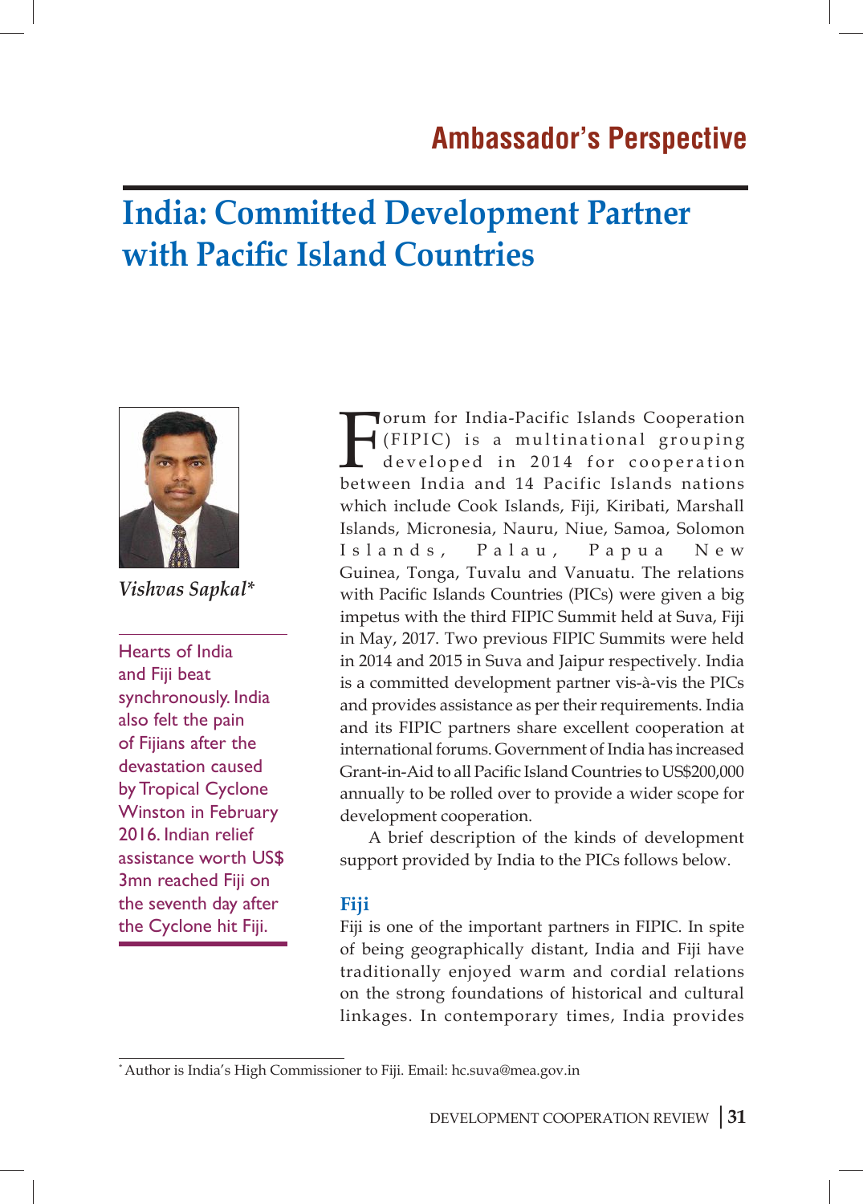## Ambassador's Perspective

# India: Committed Development Partner with Pacific Island Countries

*Vishvas Sapkal**

Hearts of India and Fiji beat synchronously. India also felt the pain of Fijians after the devastation caused by Tropical Cyclone Winston in February 2016. Indian relief assistance worth US$ 3mn reached Fiji on the seventh day after the Cyclone hit Fiji.

Forum for India-Pacific Islands Cooperation (FIPIC) is a multinational grouping developed in 2014 for cooperation between India and 14 Pacific Islands nations which include Cook Islands, Fiji, Kiribati, Marshall Islands, Micronesia, Nauru, Niue, Samoa, Solomon Islands, Palau, Papua New Guinea, Tonga, Tuvalu and Vanuatu. The relations with Pacific Islands Countries (PICs) were given a big impetus with the third FIPIC Summit held at Suva, Fiji in May, 2017. Two previous FIPIC Summits were held in 2014 and 2015 in Suva and Jaipur respectively. India is a committed development partner vis-à-vis the PICs and provides assistance as per their requirements. India and its FIPIC partners share excellent cooperation at international forums. Government of India has increased Grant-in-Aid to all Pacific Island Countries to US$200,000 annually to be rolled over to provide a wider scope for development cooperation.

A brief description of the kinds of development support provided by India to the PICs follows below.

### Fiji

Fiji is one of the important partners in FIPIC. In spite of being geographically distant, India and Fiji have traditionally enjoyed warm and cordial relations on the strong foundations of historical and cultural linkages. In contemporary times, India provides

\* Author is India's High Commissioner to Fiji. Email: hc.suva@mea.gov.in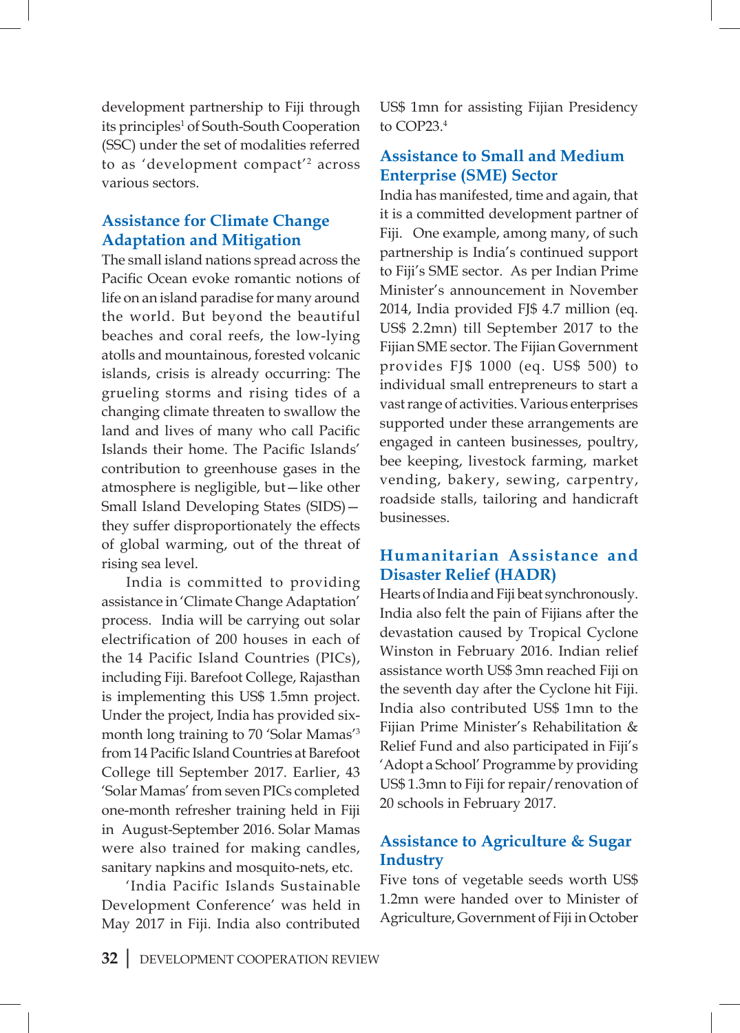development partnership to Fiji through its principles[1] of South-South Cooperation (SSC) under the set of modalities referred to as 'development compact'[2] across various sectors.

## Assistance for Climate Change Adaptation and Mitigation

The small island nations spread across the Pacific Ocean evoke romantic notions of life on an island paradise for many around the world. But beyond the beautiful beaches and coral reefs, the low-lying atolls and mountainous, forested volcanic islands, crisis is already occurring: The grueling storms and rising tides of a changing climate threaten to swallow the land and lives of many who call Pacific Islands their home. The Pacific Islands' contribution to greenhouse gases in the atmosphere is negligible, but—like other Small Island Developing States (SIDS)—they suffer disproportionately the effects of global warming, out of the threat of rising sea level.

India is committed to providing assistance in 'Climate Change Adaptation' process. India will be carrying out solar electrification of 200 houses in each of the 14 Pacific Island Countries (PICs), including Fiji. Barefoot College, Rajasthan is implementing this US$ 1.5mn project. Under the project, India has provided six-month long training to 70 'Solar Mamas'[3] from 14 Pacific Island Countries at Barefoot College till September 2017. Earlier, 43 'Solar Mamas' from seven PICs completed one-month refresher training held in Fiji in August-September 2016. Solar Mamas were also trained for making candles, sanitary napkins and mosquito-nets, etc.

'India Pacific Islands Sustainable Development Conference' was held in May 2017 in Fiji. India also contributed US$ 1mn for assisting Fijian Presidency to COP23.[4]

## Assistance to Small and Medium Enterprise (SME) Sector

India has manifested, time and again, that it is a committed development partner of Fiji. One example, among many, of such partnership is India's continued support to Fiji's SME sector. As per Indian Prime Minister's announcement in November 2014, India provided FJ$ 4.7 million (eq. US$ 2.2mn) till September 2017 to the Fijian SME sector. The Fijian Government provides FJ$ 1000 (eq. US$ 500) to individual small entrepreneurs to start a vast range of activities. Various enterprises supported under these arrangements are engaged in canteen businesses, poultry, bee keeping, livestock farming, market vending, bakery, sewing, carpentry, roadside stalls, tailoring and handicraft businesses.

## Humanitarian Assistance and Disaster Relief (HADR)

Hearts of India and Fiji beat synchronously. India also felt the pain of Fijians after the devastation caused by Tropical Cyclone Winston in February 2016. Indian relief assistance worth US$ 3mn reached Fiji on the seventh day after the Cyclone hit Fiji. India also contributed US$ 1mn to the Fijian Prime Minister's Rehabilitation & Relief Fund and also participated in Fiji's 'Adopt a School' Programme by providing US$ 1.3mn to Fiji for repair/renovation of 20 schools in February 2017.

## Assistance to Agriculture & Sugar Industry

Five tons of vegetable seeds worth US$ 1.2mn were handed over to Minister of Agriculture, Government of Fiji in October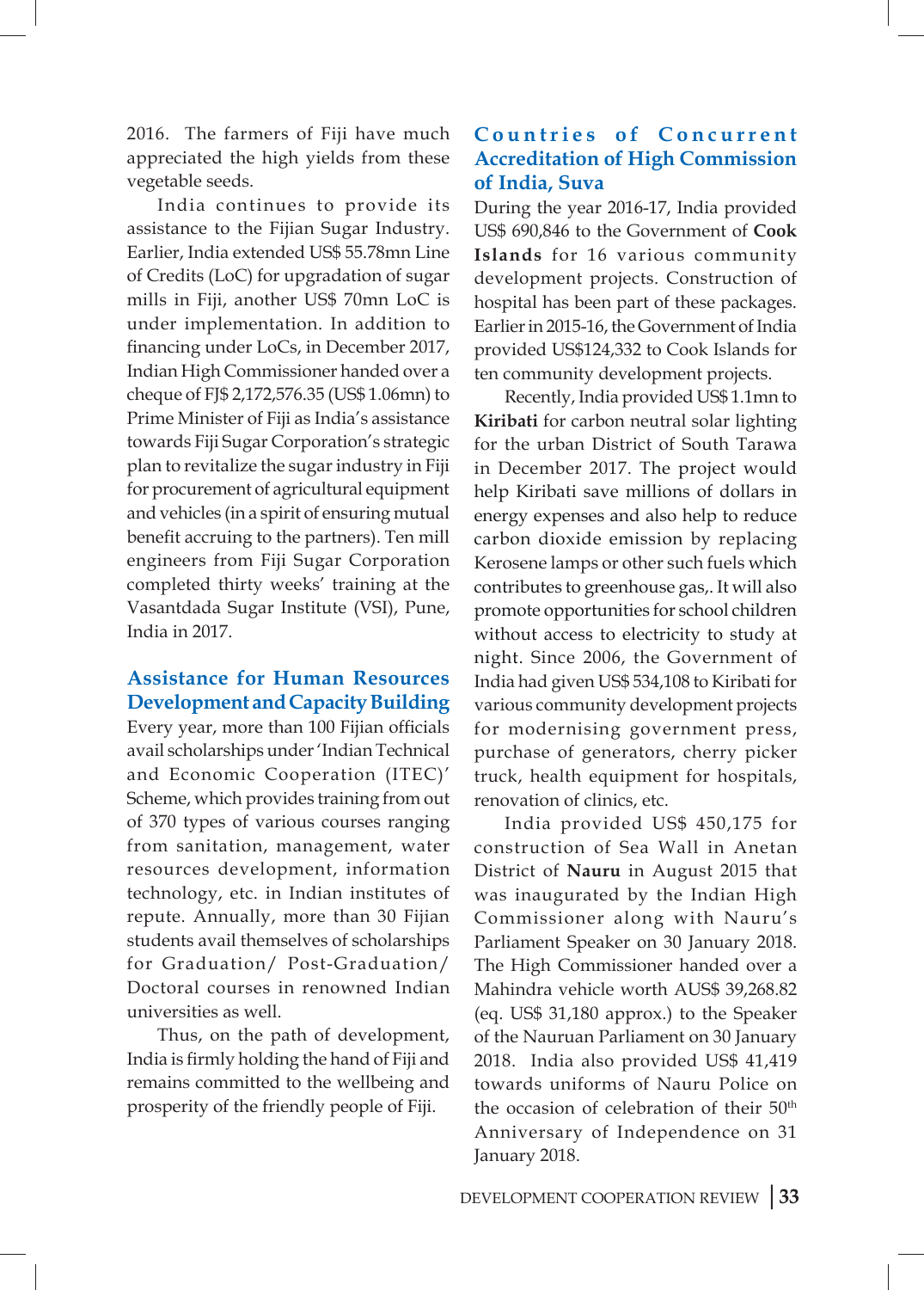2016. The farmers of Fiji have much appreciated the high yields from these vegetable seeds.

India continues to provide its assistance to the Fijian Sugar Industry. Earlier, India extended US$ 55.78mn Line of Credits (LoC) for upgradation of sugar mills in Fiji, another US$ 70mn LoC is under implementation. In addition to financing under LoCs, in December 2017, Indian High Commissioner handed over a cheque of FJ$ 2,172,576.35 (US$ 1.06mn) to Prime Minister of Fiji as India's assistance towards Fiji Sugar Corporation's strategic plan to revitalize the sugar industry in Fiji for procurement of agricultural equipment and vehicles (in a spirit of ensuring mutual benefit accruing to the partners). Ten mill engineers from Fiji Sugar Corporation completed thirty weeks' training at the Vasantdada Sugar Institute (VSI), Pune, India in 2017.

## Assistance for Human Resources Development and Capacity Building

Every year, more than 100 Fijian officials avail scholarships under 'Indian Technical and Economic Cooperation (ITEC)' Scheme, which provides training from out of 370 types of various courses ranging from sanitation, management, water resources development, information technology, etc. in Indian institutes of repute. Annually, more than 30 Fijian students avail themselves of scholarships for Graduation/ Post-Graduation/ Doctoral courses in renowned Indian universities as well.

Thus, on the path of development, India is firmly holding the hand of Fiji and remains committed to the wellbeing and prosperity of the friendly people of Fiji.

## Countries of Concurrent Accreditation of High Commission of India, Suva

During the year 2016-17, India provided US$ 690,846 to the Government of **Cook Islands** for 16 various community development projects. Construction of hospital has been part of these packages. Earlier in 2015-16, the Government of India provided US$124,332 to Cook Islands for ten community development projects.

Recently, India provided US$ 1.1mn to **Kiribati** for carbon neutral solar lighting for the urban District of South Tarawa in December 2017. The project would help Kiribati save millions of dollars in energy expenses and also help to reduce carbon dioxide emission by replacing Kerosene lamps or other such fuels which contributes to greenhouse gas,. It will also promote opportunities for school children without access to electricity to study at night. Since 2006, the Government of India had given US$ 534,108 to Kiribati for various community development projects for modernising government press, purchase of generators, cherry picker truck, health equipment for hospitals, renovation of clinics, etc.

India provided US$ 450,175 for construction of Sea Wall in Anetan District of **Nauru** in August 2015 that was inaugurated by the Indian High Commissioner along with Nauru's Parliament Speaker on 30 January 2018. The High Commissioner handed over a Mahindra vehicle worth AUS$ 39,268.82 (eq. US$ 31,180 approx.) to the Speaker of the Nauruan Parliament on 30 January 2018. India also provided US$ 41,419 towards uniforms of Nauru Police on the occasion of celebration of their 50th Anniversary of Independence on 31 January 2018.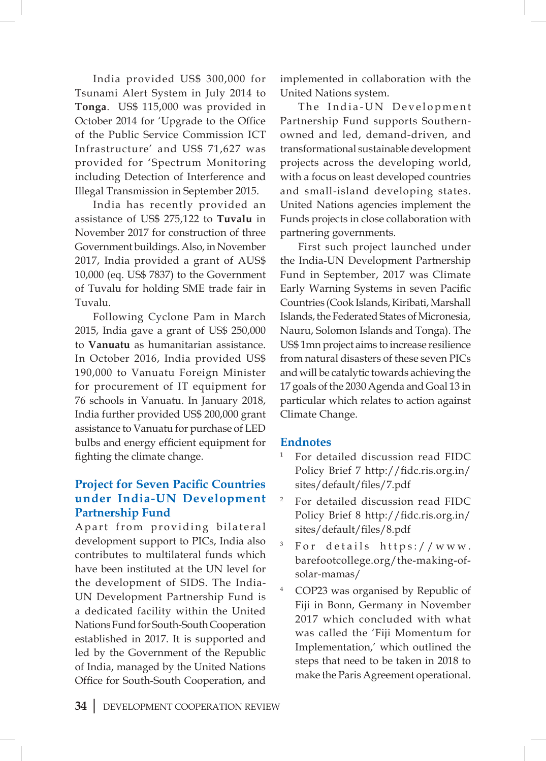India provided US$ 300,000 for Tsunami Alert System in July 2014 to **Tonga**. US$ 115,000 was provided in October 2014 for 'Upgrade to the Office of the Public Service Commission ICT Infrastructure' and US$ 71,627 was provided for 'Spectrum Monitoring including Detection of Interference and Illegal Transmission in September 2015.

India has recently provided an assistance of US$ 275,122 to **Tuvalu** in November 2017 for construction of three Government buildings. Also, in November 2017, India provided a grant of AUS$ 10,000 (eq. US$ 7837) to the Government of Tuvalu for holding SME trade fair in Tuvalu.

Following Cyclone Pam in March 2015, India gave a grant of US$ 250,000 to **Vanuatu** as humanitarian assistance. In October 2016, India provided US$ 190,000 to Vanuatu Foreign Minister for procurement of IT equipment for 76 schools in Vanuatu. In January 2018, India further provided US$ 200,000 grant assistance to Vanuatu for purchase of LED bulbs and energy efficient equipment for fighting the climate change.

## Project for Seven Pacific Countries under India-UN Development Partnership Fund

Apart from providing bilateral development support to PICs, India also contributes to multilateral funds which have been instituted at the UN level for the development of SIDS. The India-UN Development Partnership Fund is a dedicated facility within the United Nations Fund for South-South Cooperation established in 2017. It is supported and led by the Government of the Republic of India, managed by the United Nations Office for South-South Cooperation, and implemented in collaboration with the United Nations system.

The India-UN Development Partnership Fund supports Southern-owned and led, demand-driven, and transformational sustainable development projects across the developing world, with a focus on least developed countries and small-island developing states. United Nations agencies implement the Funds projects in close collaboration with partnering governments.

First such project launched under the India-UN Development Partnership Fund in September, 2017 was Climate Early Warning Systems in seven Pacific Countries (Cook Islands, Kiribati, Marshall Islands, the Federated States of Micronesia, Nauru, Solomon Islands and Tonga). The US$ 1mn project aims to increase resilience from natural disasters of these seven PICs and will be catalytic towards achieving the 17 goals of the 2030 Agenda and Goal 13 in particular which relates to action against Climate Change.

## Endnotes

1. For detailed discussion read FIDC Policy Brief 7 http://fidc.ris.org.in/sites/default/files/7.pdf
2. For detailed discussion read FIDC Policy Brief 8 http://fidc.ris.org.in/sites/default/files/8.pdf
3. For details https://www.barefootcollege.org/the-making-of-solar-mamas/
4. COP23 was organised by Republic of Fiji in Bonn, Germany in November 2017 which concluded with what was called the 'Fiji Momentum for Implementation,' which outlined the steps that need to be taken in 2018 to make the Paris Agreement operational.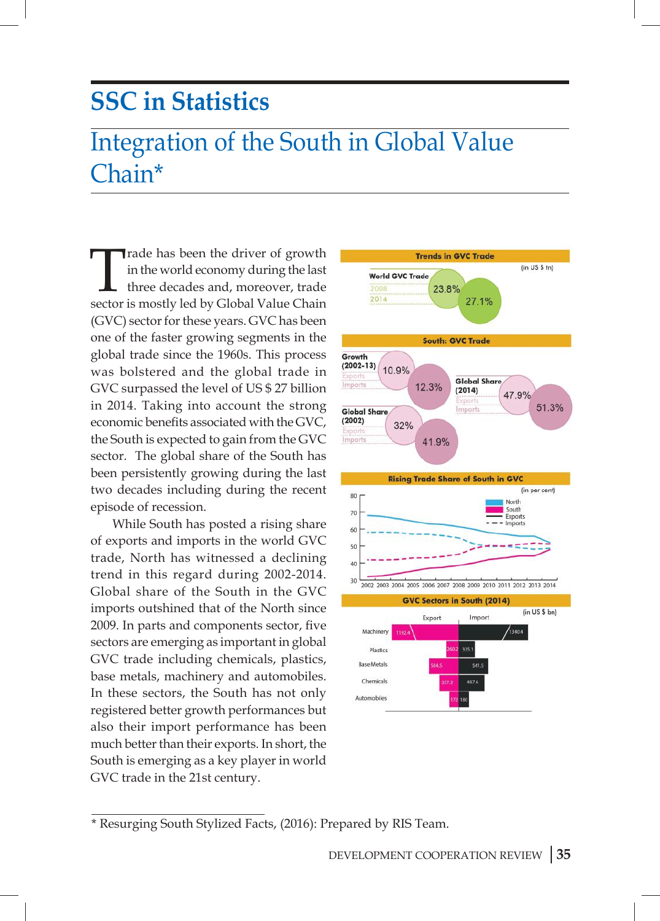## SSC in Statistics

# Integration of the South in Global Value Chain*

Trade has been the driver of growth in the world economy during the last three decades and, moreover, trade sector is mostly led by Global Value Chain (GVC) sector for these years. GVC has been one of the faster growing segments in the global trade since the 1960s. This process was bolstered and the global trade in GVC surpassed the level of US $ 27 billion in 2014. Taking into account the strong economic benefits associated with the GVC, the South is expected to gain from the GVC sector. The global share of the South has been persistently growing during the last two decades including during the recent episode of recession.

While South has posted a rising share of exports and imports in the world GVC trade, North has witnessed a declining trend in this regard during 2002-2014. Global share of the South in the GVC imports outshined that of the North since 2009. In parts and components sector, five sectors are emerging as important in global GVC trade including chemicals, plastics, base metals, machinery and automobiles. In these sectors, the South has not only registered better growth performances but also their import performance has been much better than their exports. In short, the South is emerging as a key player in world GVC trade in the 21st century.

**Trends in GVC Trade** (in US $ tn)

World GVC Trade: 2008 – 23.8%; 2014 – 27.1%

**South: GVC Trade**

| | Exports | Imports |
|---|---|---|
| Growth (2002-13) | 10.9% | 12.3% |
| Global Share (2002) | 32% | 41.9% |
| Global Share (2014) | 47.9% | 51.3% |

**Rising Trade Share of South in GVC** (in per cent)

Legend: North, South, Exports, Imports; 2002–2014

**GVC Sectors in South (2014)** (in US $ bn)

| Sector | Export | Import |
|---|---|---|
| Machinery | 1192.4 | 1340.4 |
| Plastics | 260.2 | 335.1 |
| Base Metals | 504.5 | 541.5 |
| Chemicals | 357.3 | 487.6 |
| Automobiles | 172 | 180 |

* Resurging South Stylized Facts, (2016): Prepared by RIS Team.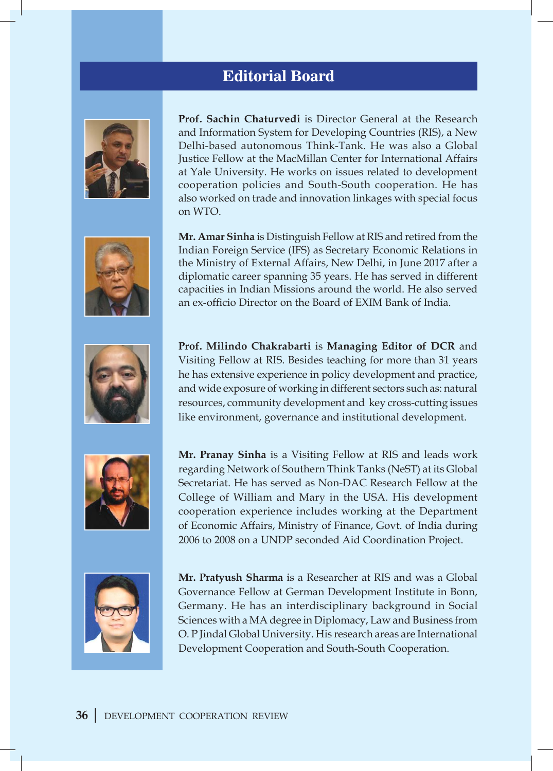# Editorial Board

**Prof. Sachin Chaturvedi** is Director General at the Research and Information System for Developing Countries (RIS), a New Delhi-based autonomous Think-Tank. He was also a Global Justice Fellow at the MacMillan Center for International Affairs at Yale University. He works on issues related to development cooperation policies and South-South cooperation. He has also worked on trade and innovation linkages with special focus on WTO.

**Mr. Amar Sinha** is Distinguish Fellow at RIS and retired from the Indian Foreign Service (IFS) as Secretary Economic Relations in the Ministry of External Affairs, New Delhi, in June 2017 after a diplomatic career spanning 35 years. He has served in different capacities in Indian Missions around the world. He also served an ex-officio Director on the Board of EXIM Bank of India.

**Prof. Milindo Chakrabarti** is **Managing Editor of DCR** and Visiting Fellow at RIS. Besides teaching for more than 31 years he has extensive experience in policy development and practice, and wide exposure of working in different sectors such as: natural resources, community development and key cross-cutting issues like environment, governance and institutional development.

**Mr. Pranay Sinha** is a Visiting Fellow at RIS and leads work regarding Network of Southern Think Tanks (NeST) at its Global Secretariat. He has served as Non-DAC Research Fellow at the College of William and Mary in the USA. His development cooperation experience includes working at the Department of Economic Affairs, Ministry of Finance, Govt. of India during 2006 to 2008 on a UNDP seconded Aid Coordination Project.

**Mr. Pratyush Sharma** is a Researcher at RIS and was a Global Governance Fellow at German Development Institute in Bonn, Germany. He has an interdisciplinary background in Social Sciences with a MA degree in Diplomacy, Law and Business from O. P Jindal Global University. His research areas are International Development Cooperation and South-South Cooperation.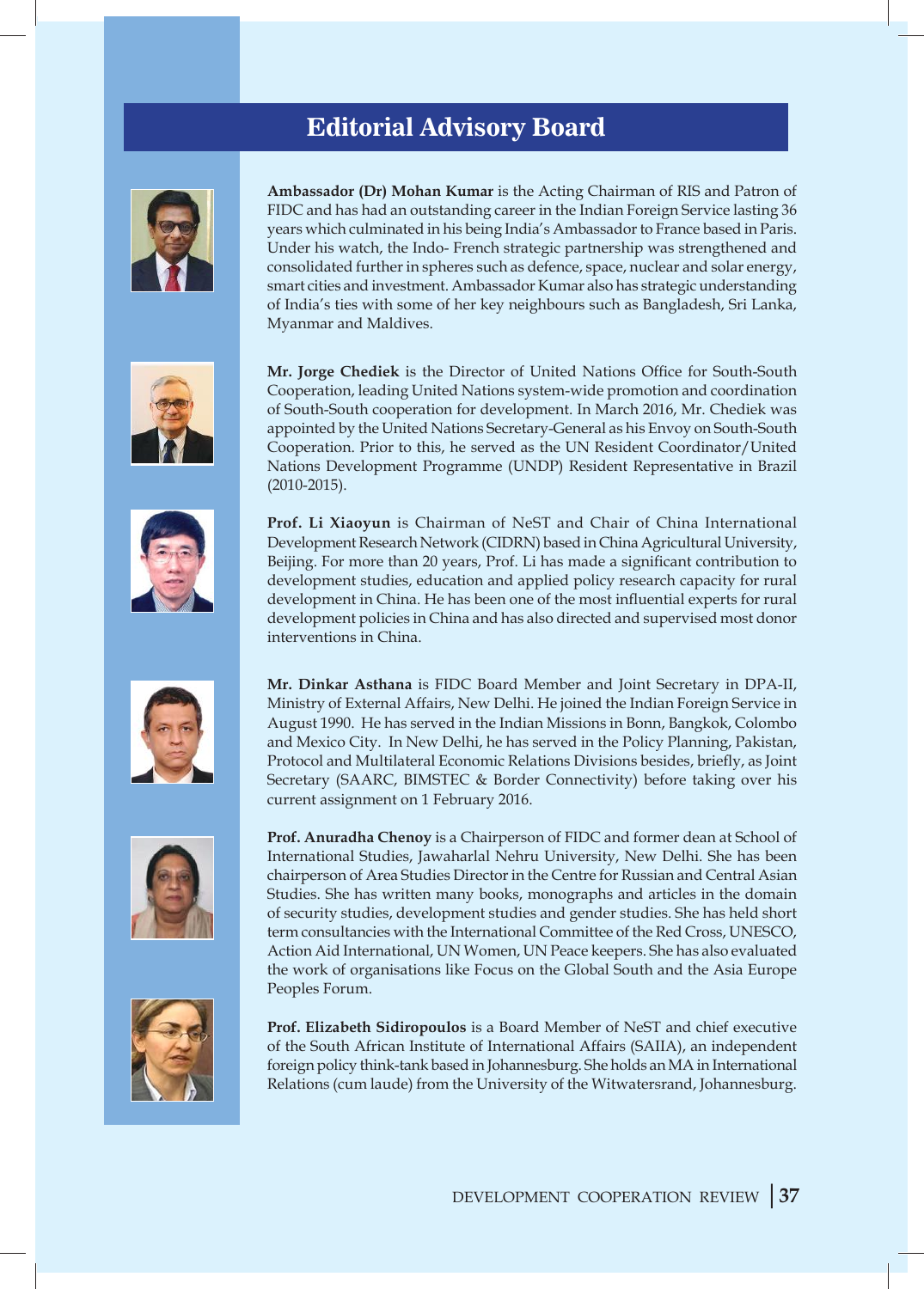# Editorial Advisory Board

**Ambassador (Dr) Mohan Kumar** is the Acting Chairman of RIS and Patron of FIDC and has had an outstanding career in the Indian Foreign Service lasting 36 years which culminated in his being India's Ambassador to France based in Paris. Under his watch, the Indo- French strategic partnership was strengthened and consolidated further in spheres such as defence, space, nuclear and solar energy, smart cities and investment. Ambassador Kumar also has strategic understanding of India's ties with some of her key neighbours such as Bangladesh, Sri Lanka, Myanmar and Maldives.

**Mr. Jorge Chediek** is the Director of United Nations Office for South-South Cooperation, leading United Nations system-wide promotion and coordination of South-South cooperation for development. In March 2016, Mr. Chediek was appointed by the United Nations Secretary-General as his Envoy on South-South Cooperation. Prior to this, he served as the UN Resident Coordinator/United Nations Development Programme (UNDP) Resident Representative in Brazil (2010-2015).

**Prof. Li Xiaoyun** is Chairman of NeST and Chair of China International Development Research Network (CIDRN) based in China Agricultural University, Beijing. For more than 20 years, Prof. Li has made a significant contribution to development studies, education and applied policy research capacity for rural development in China. He has been one of the most influential experts for rural development policies in China and has also directed and supervised most donor interventions in China.

**Mr. Dinkar Asthana** is FIDC Board Member and Joint Secretary in DPA-II, Ministry of External Affairs, New Delhi. He joined the Indian Foreign Service in August 1990. He has served in the Indian Missions in Bonn, Bangkok, Colombo and Mexico City. In New Delhi, he has served in the Policy Planning, Pakistan, Protocol and Multilateral Economic Relations Divisions besides, briefly, as Joint Secretary (SAARC, BIMSTEC & Border Connectivity) before taking over his current assignment on 1 February 2016.

**Prof. Anuradha Chenoy** is a Chairperson of FIDC and former dean at School of International Studies, Jawaharlal Nehru University, New Delhi. She has been chairperson of Area Studies Director in the Centre for Russian and Central Asian Studies. She has written many books, monographs and articles in the domain of security studies, development studies and gender studies. She has held short term consultancies with the International Committee of the Red Cross, UNESCO, Action Aid International, UN Women, UN Peace keepers. She has also evaluated the work of organisations like Focus on the Global South and the Asia Europe Peoples Forum.

**Prof. Elizabeth Sidiropoulos** is a Board Member of NeST and chief executive of the South African Institute of International Affairs (SAIIA), an independent foreign policy think-tank based in Johannesburg. She holds an MA in International Relations (cum laude) from the University of the Witwatersrand, Johannesburg.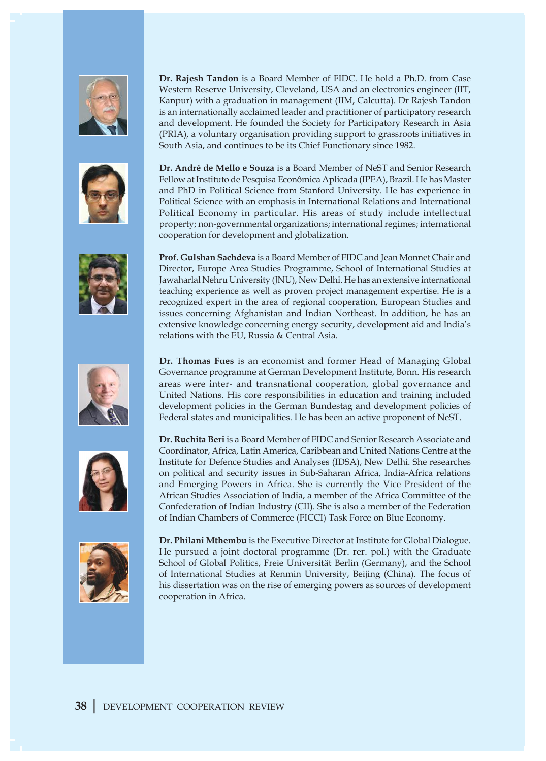**Dr. Rajesh Tandon** is a Board Member of FIDC. He hold a Ph.D. from Case Western Reserve University, Cleveland, USA and an electronics engineer (IIT, Kanpur) with a graduation in management (IIM, Calcutta). Dr Rajesh Tandon is an internationally acclaimed leader and practitioner of participatory research and development. He founded the Society for Participatory Research in Asia (PRIA), a voluntary organisation providing support to grassroots initiatives in South Asia, and continues to be its Chief Functionary since 1982.

**Dr. André de Mello e Souza** is a Board Member of NeST and Senior Research Fellow at Instituto de Pesquisa Econômica Aplicada (IPEA), Brazil. He has Master and PhD in Political Science from Stanford University. He has experience in Political Science with an emphasis in International Relations and International Political Economy in particular. His areas of study include intellectual property; non-governmental organizations; international regimes; international cooperation for development and globalization.

**Prof. Gulshan Sachdeva** is a Board Member of FIDC and Jean Monnet Chair and Director, Europe Area Studies Programme, School of International Studies at Jawaharlal Nehru University (JNU), New Delhi. He has an extensive international teaching experience as well as proven project management expertise. He is a recognized expert in the area of regional cooperation, European Studies and issues concerning Afghanistan and Indian Northeast. In addition, he has an extensive knowledge concerning energy security, development aid and India's relations with the EU, Russia & Central Asia.

**Dr. Thomas Fues** is an economist and former Head of Managing Global Governance programme at German Development Institute, Bonn. His research areas were inter- and transnational cooperation, global governance and United Nations. His core responsibilities in education and training included development policies in the German Bundestag and development policies of Federal states and municipalities. He has been an active proponent of NeST.

**Dr. Ruchita Beri** is a Board Member of FIDC and Senior Research Associate and Coordinator, Africa, Latin America, Caribbean and United Nations Centre at the Institute for Defence Studies and Analyses (IDSA), New Delhi. She researches on political and security issues in Sub-Saharan Africa, India-Africa relations and Emerging Powers in Africa. She is currently the Vice President of the African Studies Association of India, a member of the Africa Committee of the Confederation of Indian Industry (CII). She is also a member of the Federation of Indian Chambers of Commerce (FICCI) Task Force on Blue Economy.

**Dr. Philani Mthembu** is the Executive Director at Institute for Global Dialogue. He pursued a joint doctoral programme (Dr. rer. pol.) with the Graduate School of Global Politics, Freie Universität Berlin (Germany), and the School of International Studies at Renmin University, Beijing (China). The focus of his dissertation was on the rise of emerging powers as sources of development cooperation in Africa.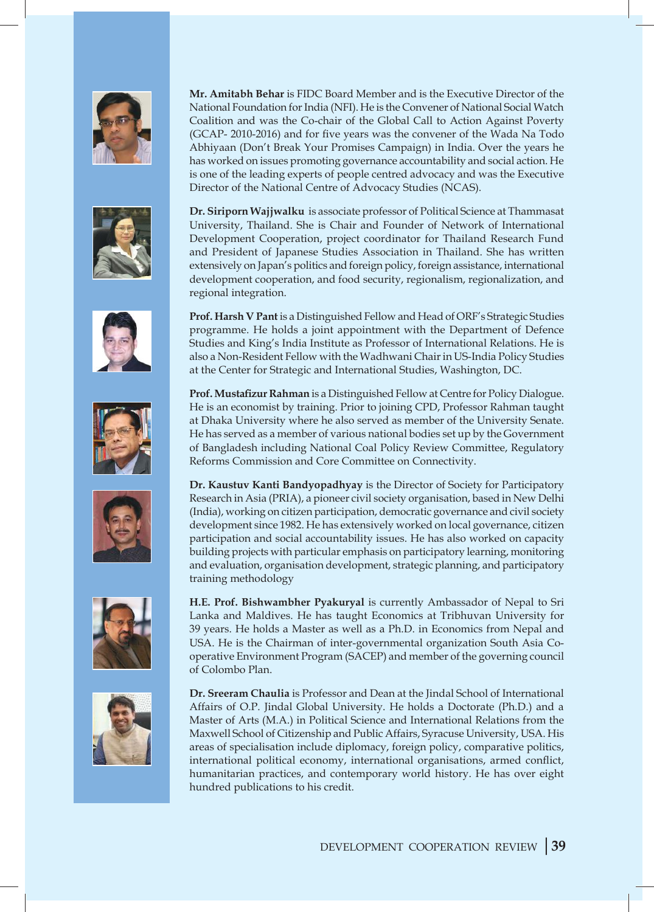**Mr. Amitabh Behar** is FIDC Board Member and is the Executive Director of the National Foundation for India (NFI). He is the Convener of National Social Watch Coalition and was the Co-chair of the Global Call to Action Against Poverty (GCAP- 2010-2016) and for five years was the convener of the Wada Na Todo Abhiyaan (Don't Break Your Promises Campaign) in India. Over the years he has worked on issues promoting governance accountability and social action. He is one of the leading experts of people centred advocacy and was the Executive Director of the National Centre of Advocacy Studies (NCAS).

**Dr. Siriporn Wajjwalku** is associate professor of Political Science at Thammasat University, Thailand. She is Chair and Founder of Network of International Development Cooperation, project coordinator for Thailand Research Fund and President of Japanese Studies Association in Thailand. She has written extensively on Japan's politics and foreign policy, foreign assistance, international development cooperation, and food security, regionalism, regionalization, and regional integration.

**Prof. Harsh V Pant** is a Distinguished Fellow and Head of ORF's Strategic Studies programme. He holds a joint appointment with the Department of Defence Studies and King's India Institute as Professor of International Relations. He is also a Non-Resident Fellow with the Wadhwani Chair in US-India Policy Studies at the Center for Strategic and International Studies, Washington, DC.

**Prof. Mustafizur Rahman** is a Distinguished Fellow at Centre for Policy Dialogue. He is an economist by training. Prior to joining CPD, Professor Rahman taught at Dhaka University where he also served as member of the University Senate. He has served as a member of various national bodies set up by the Government of Bangladesh including National Coal Policy Review Committee, Regulatory Reforms Commission and Core Committee on Connectivity.

**Dr. Kaustuv Kanti Bandyopadhyay** is the Director of Society for Participatory Research in Asia (PRIA), a pioneer civil society organisation, based in New Delhi (India), working on citizen participation, democratic governance and civil society development since 1982. He has extensively worked on local governance, citizen participation and social accountability issues. He has also worked on capacity building projects with particular emphasis on participatory learning, monitoring and evaluation, organisation development, strategic planning, and participatory training methodology

**H.E. Prof. Bishwambher Pyakuryal** is currently Ambassador of Nepal to Sri Lanka and Maldives. He has taught Economics at Tribhuvan University for 39 years. He holds a Master as well as a Ph.D. in Economics from Nepal and USA. He is the Chairman of inter-governmental organization South Asia Co-operative Environment Program (SACEP) and member of the governing council of Colombo Plan.

**Dr. Sreeram Chaulia** is Professor and Dean at the Jindal School of International Affairs of O.P. Jindal Global University. He holds a Doctorate (Ph.D.) and a Master of Arts (M.A.) in Political Science and International Relations from the Maxwell School of Citizenship and Public Affairs, Syracuse University, USA. His areas of specialisation include diplomacy, foreign policy, comparative politics, international political economy, international organisations, armed conflict, humanitarian practices, and contemporary world history. He has over eight hundred publications to his credit.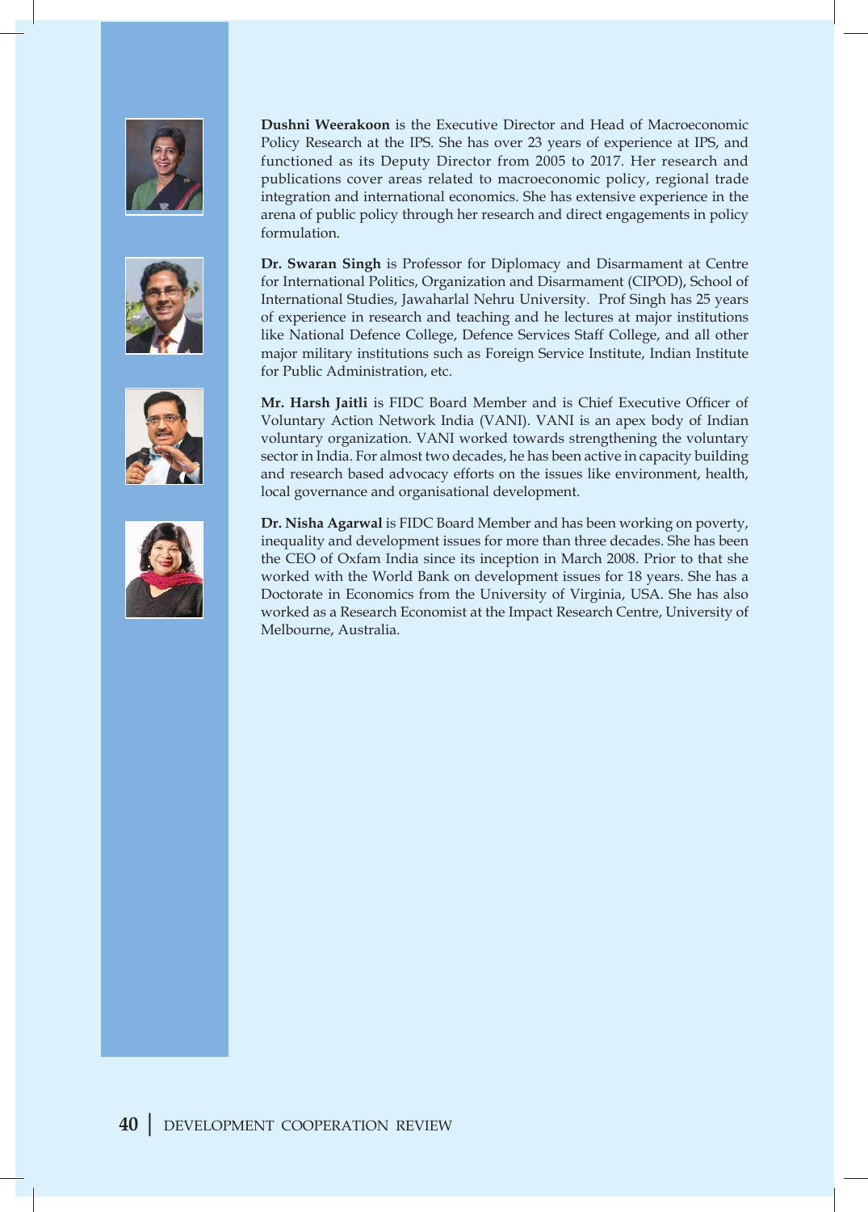**Dushni Weerakoon** is the Executive Director and Head of Macroeconomic Policy Research at the IPS. She has over 23 years of experience at IPS, and functioned as its Deputy Director from 2005 to 2017. Her research and publications cover areas related to macroeconomic policy, regional trade integration and international economics. She has extensive experience in the arena of public policy through her research and direct engagements in policy formulation.

**Dr. Swaran Singh** is Professor for Diplomacy and Disarmament at Centre for International Politics, Organization and Disarmament (CIPOD), School of International Studies, Jawaharlal Nehru University. Prof Singh has 25 years of experience in research and teaching and he lectures at major institutions like National Defence College, Defence Services Staff College, and all other major military institutions such as Foreign Service Institute, Indian Institute for Public Administration, etc.

**Mr. Harsh Jaitli** is FIDC Board Member and is Chief Executive Officer of Voluntary Action Network India (VANI). VANI is an apex body of Indian voluntary organization. VANI worked towards strengthening the voluntary sector in India. For almost two decades, he has been active in capacity building and research based advocacy efforts on the issues like environment, health, local governance and organisational development.

**Dr. Nisha Agarwal** is FIDC Board Member and has been working on poverty, inequality and development issues for more than three decades. She has been the CEO of Oxfam India since its inception in March 2008. Prior to that she worked with the World Bank on development issues for 18 years. She has a Doctorate in Economics from the University of Virginia, USA. She has also worked as a Research Economist at the Impact Research Centre, University of Melbourne, Australia.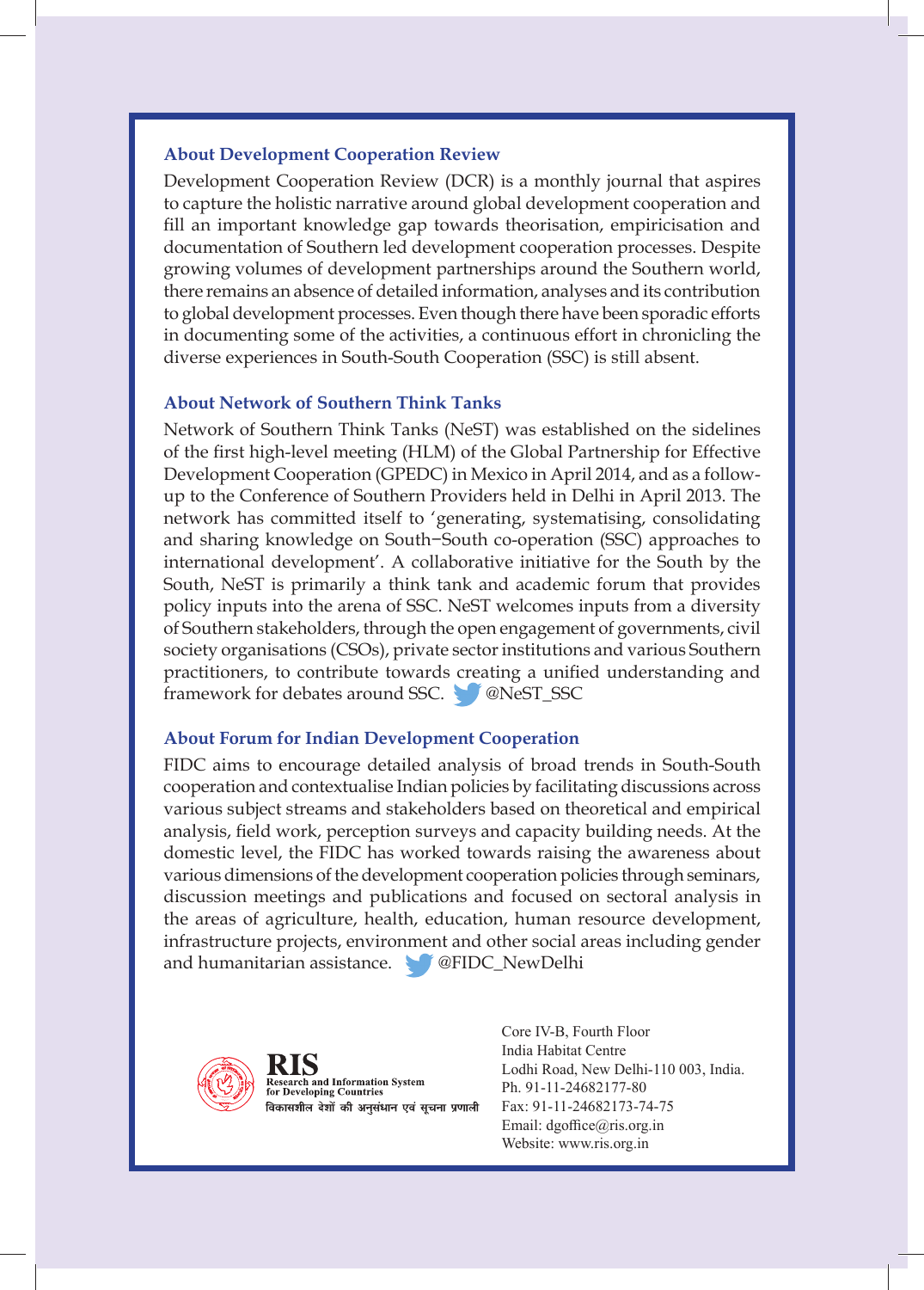### About Development Cooperation Review

Development Cooperation Review (DCR) is a monthly journal that aspires to capture the holistic narrative around global development cooperation and fill an important knowledge gap towards theorisation, empiricisation and documentation of Southern led development cooperation processes. Despite growing volumes of development partnerships around the Southern world, there remains an absence of detailed information, analyses and its contribution to global development processes. Even though there have been sporadic efforts in documenting some of the activities, a continuous effort in chronicling the diverse experiences in South-South Cooperation (SSC) is still absent.

### About Network of Southern Think Tanks

Network of Southern Think Tanks (NeST) was established on the sidelines of the first high-level meeting (HLM) of the Global Partnership for Effective Development Cooperation (GPEDC) in Mexico in April 2014, and as a follow-up to the Conference of Southern Providers held in Delhi in April 2013. The network has committed itself to 'generating, systematising, consolidating and sharing knowledge on South−South co-operation (SSC) approaches to international development'. A collaborative initiative for the South by the South, NeST is primarily a think tank and academic forum that provides policy inputs into the arena of SSC. NeST welcomes inputs from a diversity of Southern stakeholders, through the open engagement of governments, civil society organisations (CSOs), private sector institutions and various Southern practitioners, to contribute towards creating a unified understanding and framework for debates around SSC. @NeST_SSC

### About Forum for Indian Development Cooperation

FIDC aims to encourage detailed analysis of broad trends in South-South cooperation and contextualise Indian policies by facilitating discussions across various subject streams and stakeholders based on theoretical and empirical analysis, field work, perception surveys and capacity building needs. At the domestic level, the FIDC has worked towards raising the awareness about various dimensions of the development cooperation policies through seminars, discussion meetings and publications and focused on sectoral analysis in the areas of agriculture, health, education, human resource development, infrastructure projects, environment and other social areas including gender and humanitarian assistance. @FIDC_NewDelhi

**RIS**
Research and Information System for Developing Countries
विकासशील देशों की अनुसंधान एवं सूचना प्रणाली

Core IV-B, Fourth Floor
India Habitat Centre
Lodhi Road, New Delhi-110 003, India.
Ph. 91-11-24682177-80
Fax: 91-11-24682173-74-75
Email: dgoffice@ris.org.in
Website: www.ris.org.in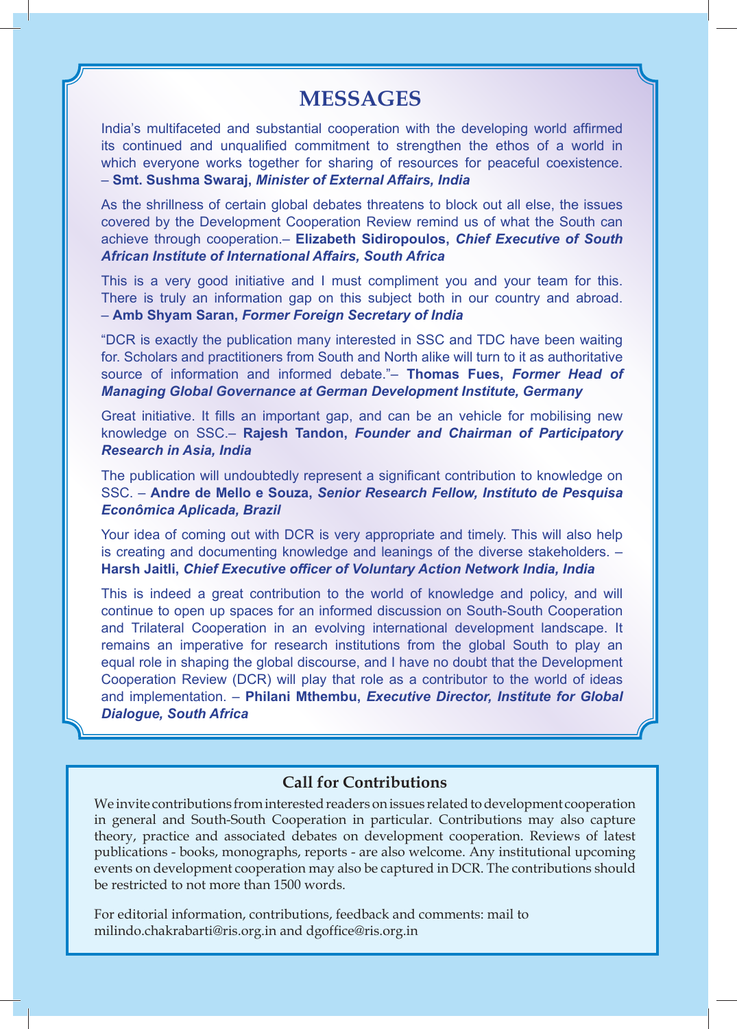# MESSAGES

India's multifaceted and substantial cooperation with the developing world affirmed its continued and unqualified commitment to strengthen the ethos of a world in which everyone works together for sharing of resources for peaceful coexistence. – **Smt. Sushma Swaraj,** ***Minister of External Affairs, India***

As the shrillness of certain global debates threatens to block out all else, the issues covered by the Development Cooperation Review remind us of what the South can achieve through cooperation.– **Elizabeth Sidiropoulos,** ***Chief Executive of South African Institute of International Affairs, South Africa***

This is a very good initiative and I must compliment you and your team for this. There is truly an information gap on this subject both in our country and abroad. – **Amb Shyam Saran,** ***Former Foreign Secretary of India***

"DCR is exactly the publication many interested in SSC and TDC have been waiting for. Scholars and practitioners from South and North alike will turn to it as authoritative source of information and informed debate."– **Thomas Fues,** ***Former Head of Managing Global Governance at German Development Institute, Germany***

Great initiative. It fills an important gap, and can be an vehicle for mobilising new knowledge on SSC.– **Rajesh Tandon,** ***Founder and Chairman of Participatory Research in Asia, India***

The publication will undoubtedly represent a significant contribution to knowledge on SSC. – **Andre de Mello e Souza,** ***Senior Research Fellow, Instituto de Pesquisa Econômica Aplicada, Brazil***

Your idea of coming out with DCR is very appropriate and timely. This will also help is creating and documenting knowledge and leanings of the diverse stakeholders. – **Harsh Jaitli,** ***Chief Executive officer of Voluntary Action Network India, India***

This is indeed a great contribution to the world of knowledge and policy, and will continue to open up spaces for an informed discussion on South-South Cooperation and Trilateral Cooperation in an evolving international development landscape. It remains an imperative for research institutions from the global South to play an equal role in shaping the global discourse, and I have no doubt that the Development Cooperation Review (DCR) will play that role as a contributor to the world of ideas and implementation. – **Philani Mthembu,** ***Executive Director, Institute for Global Dialogue, South Africa***

## Call for Contributions

We invite contributions from interested readers on issues related to development cooperation in general and South-South Cooperation in particular. Contributions may also capture theory, practice and associated debates on development cooperation. Reviews of latest publications - books, monographs, reports - are also welcome. Any institutional upcoming events on development cooperation may also be captured in DCR. The contributions should be restricted to not more than 1500 words.

For editorial information, contributions, feedback and comments: mail to milindo.chakrabarti@ris.org.in and dgoffice@ris.org.in